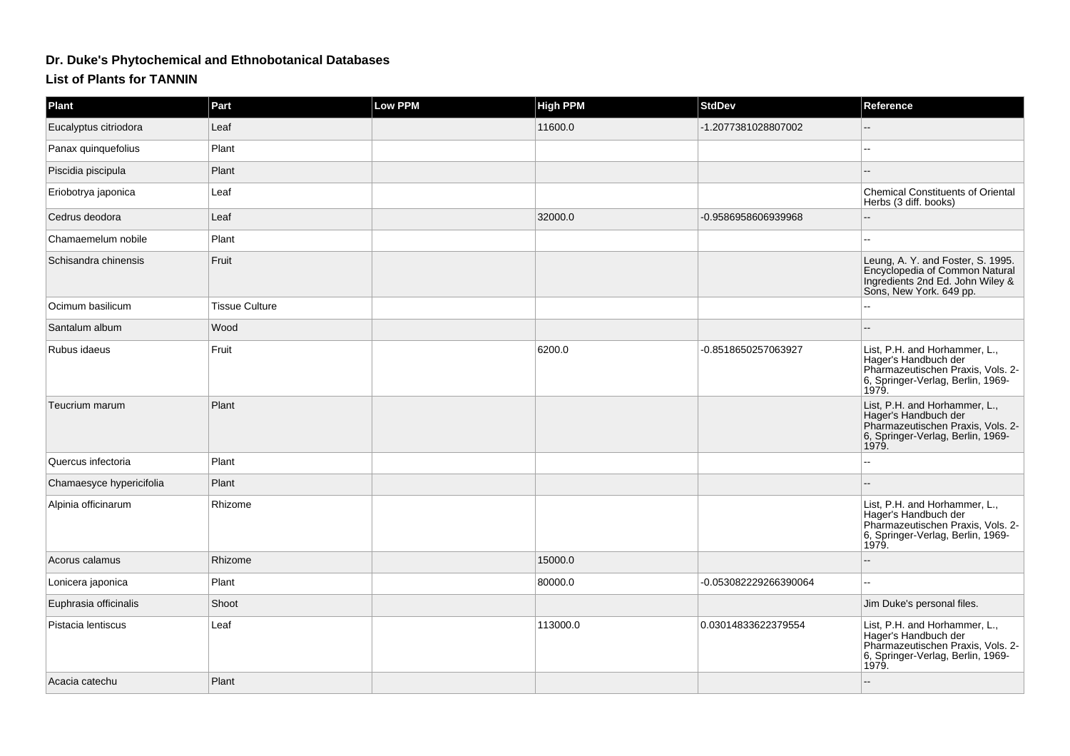# Dr. Duke's Phytochemical and Ethnobotanical Databases

## List of Plants for TANNIN

| Plant | Part | Low PPM | High PPM | StdDev | Reference |
| --- | --- | --- | --- | --- | --- |
| Eucalyptus citriodora | Leaf | | 11600.0 | -1.2077381028807002 | -- |
| Panax quinquefolius | Plant | | | | -- |
| Piscidia piscipula | Plant | | | | -- |
| Eriobotrya japonica | Leaf | | | | Chemical Constituents of Oriental Herbs (3 diff. books) |
| Cedrus deodora | Leaf | | 32000.0 | -0.9586958606939968 | -- |
| Chamaemelum nobile | Plant | | | | -- |
| Schisandra chinensis | Fruit | | | | Leung, A. Y. and Foster, S. 1995. Encyclopedia of Common Natural Ingredients 2nd Ed. John Wiley & Sons, New York. 649 pp. |
| Ocimum basilicum | Tissue Culture | | | | -- |
| Santalum album | Wood | | | | -- |
| Rubus idaeus | Fruit | | 6200.0 | -0.8518650257063927 | List, P.H. and Horhammer, L., Hager's Handbuch der Pharmazeutischen Praxis, Vols. 2-6, Springer-Verlag, Berlin, 1969-1979. |
| Teucrium marum | Plant | | | | List, P.H. and Horhammer, L., Hager's Handbuch der Pharmazeutischen Praxis, Vols. 2-6, Springer-Verlag, Berlin, 1969-1979. |
| Quercus infectoria | Plant | | | | -- |
| Chamaesyce hypericifolia | Plant | | | | -- |
| Alpinia officinarum | Rhizome | | | | List, P.H. and Horhammer, L., Hager's Handbuch der Pharmazeutischen Praxis, Vols. 2-6, Springer-Verlag, Berlin, 1969-1979. |
| Acorus calamus | Rhizome | | 15000.0 | | -- |
| Lonicera japonica | Plant | | 80000.0 | -0.053082229266390064 | -- |
| Euphrasia officinalis | Shoot | | | | Jim Duke's personal files. |
| Pistacia lentiscus | Leaf | | 113000.0 | 0.03014833622379554 | List, P.H. and Horhammer, L., Hager's Handbuch der Pharmazeutischen Praxis, Vols. 2-6, Springer-Verlag, Berlin, 1969-1979. |
| Acacia catechu | Plant | | | | -- |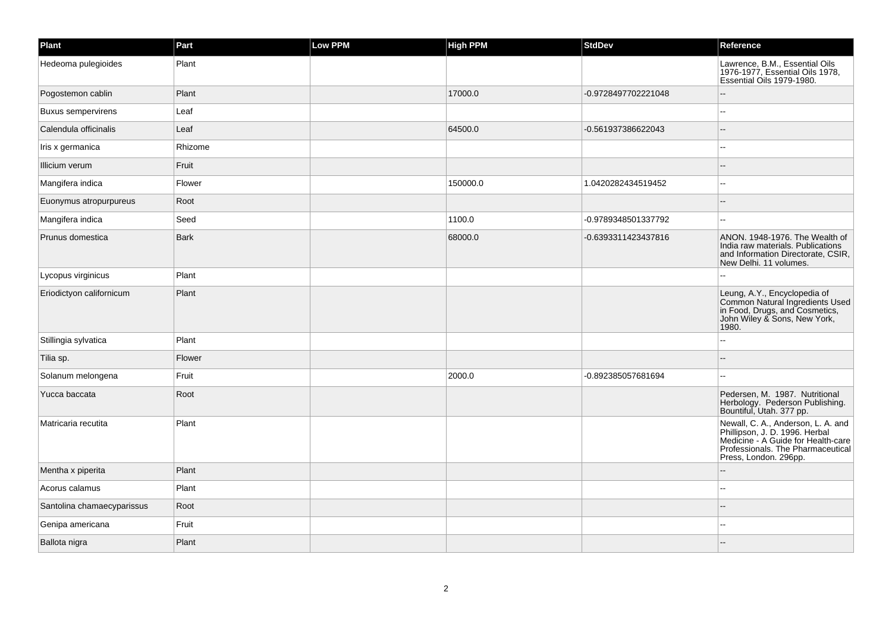| Plant | Part | Low PPM | High PPM | StdDev | Reference |
|---|---|---|---|---|---|
| Hedeoma pulegioides | Plant | | | | Lawrence, B.M., Essential Oils 1976-1977, Essential Oils 1978, Essential Oils 1979-1980. |
| Pogostemon cablin | Plant | | 17000.0 | -0.9728497702221048 | -- |
| Buxus sempervirens | Leaf | | | | -- |
| Calendula officinalis | Leaf | | 64500.0 | -0.561937386622043 | -- |
| Iris x germanica | Rhizome | | | | -- |
| Illicium verum | Fruit | | | | -- |
| Mangifera indica | Flower | | 150000.0 | 1.0420282434519452 | -- |
| Euonymus atropurpureus | Root | | | | -- |
| Mangifera indica | Seed | | 1100.0 | -0.9789348501337792 | -- |
| Prunus domestica | Bark | | 68000.0 | -0.6393311423437816 | ANON. 1948-1976. The Wealth of India raw materials. Publications and Information Directorate, CSIR, New Delhi. 11 volumes. |
| Lycopus virginicus | Plant | | | | -- |
| Eriodictyon californicum | Plant | | | | Leung, A.Y., Encyclopedia of Common Natural Ingredients Used in Food, Drugs, and Cosmetics, John Wiley & Sons, New York, 1980. |
| Stillingia sylvatica | Plant | | | | -- |
| Tilia sp. | Flower | | | | -- |
| Solanum melongena | Fruit | | 2000.0 | -0.892385057681694 | -- |
| Yucca baccata | Root | | | | Pedersen, M. 1987. Nutritional Herbology. Pederson Publishing. Bountiful, Utah. 377 pp. |
| Matricaria recutita | Plant | | | | Newall, C. A., Anderson, L. A. and Phillipson, J. D. 1996. Herbal Medicine - A Guide for Health-care Professionals. The Pharmaceutical Press, London. 296pp. |
| Mentha x piperita | Plant | | | | -- |
| Acorus calamus | Plant | | | | -- |
| Santolina chamaecyparissus | Root | | | | -- |
| Genipa americana | Fruit | | | | -- |
| Ballota nigra | Plant | | | | -- |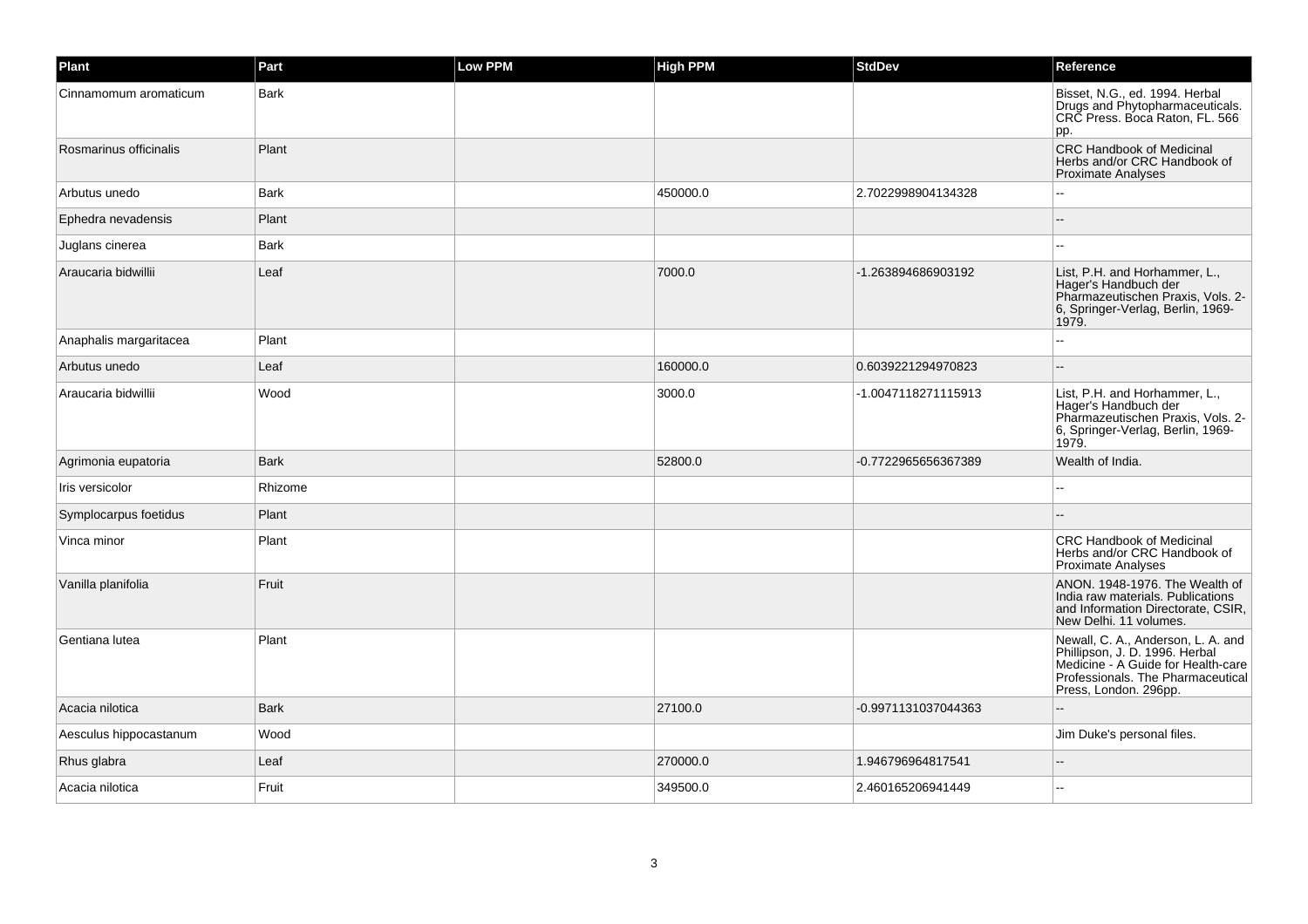| Plant | Part | Low PPM | High PPM | StdDev | Reference |
| --- | --- | --- | --- | --- | --- |
| Cinnamomum aromaticum | Bark | | | | Bisset, N.G., ed. 1994. Herbal Drugs and Phytopharmaceuticals. CRC Press. Boca Raton, FL. 566 pp. |
| Rosmarinus officinalis | Plant | | | | CRC Handbook of Medicinal Herbs and/or CRC Handbook of Proximate Analyses |
| Arbutus unedo | Bark | | 450000.0 | 2.7022998904134328 | -- |
| Ephedra nevadensis | Plant | | | | -- |
| Juglans cinerea | Bark | | | | -- |
| Araucaria bidwillii | Leaf | | 7000.0 | -1.263894686903192 | List, P.H. and Horhammer, L., Hager's Handbuch der Pharmazeutischen Praxis, Vols. 2-6, Springer-Verlag, Berlin, 1969-1979. |
| Anaphalis margaritacea | Plant | | | | -- |
| Arbutus unedo | Leaf | | 160000.0 | 0.6039221294970823 | -- |
| Araucaria bidwillii | Wood | | 3000.0 | -1.0047118271115913 | List, P.H. and Horhammer, L., Hager's Handbuch der Pharmazeutischen Praxis, Vols. 2-6, Springer-Verlag, Berlin, 1969-1979. |
| Agrimonia eupatoria | Bark | | 52800.0 | -0.7722965656367389 | Wealth of India. |
| Iris versicolor | Rhizome | | | | -- |
| Symplocarpus foetidus | Plant | | | | -- |
| Vinca minor | Plant | | | | CRC Handbook of Medicinal Herbs and/or CRC Handbook of Proximate Analyses |
| Vanilla planifolia | Fruit | | | | ANON. 1948-1976. The Wealth of India raw materials. Publications and Information Directorate, CSIR, New Delhi. 11 volumes. |
| Gentiana lutea | Plant | | | | Newall, C. A., Anderson, L. A. and Phillipson, J. D. 1996. Herbal Medicine - A Guide for Health-care Professionals. The Pharmaceutical Press, London. 296pp. |
| Acacia nilotica | Bark | | 27100.0 | -0.9971131037044363 | -- |
| Aesculus hippocastanum | Wood | | | | Jim Duke's personal files. |
| Rhus glabra | Leaf | | 270000.0 | 1.946796964817541 | -- |
| Acacia nilotica | Fruit | | 349500.0 | 2.460165206941449 | -- |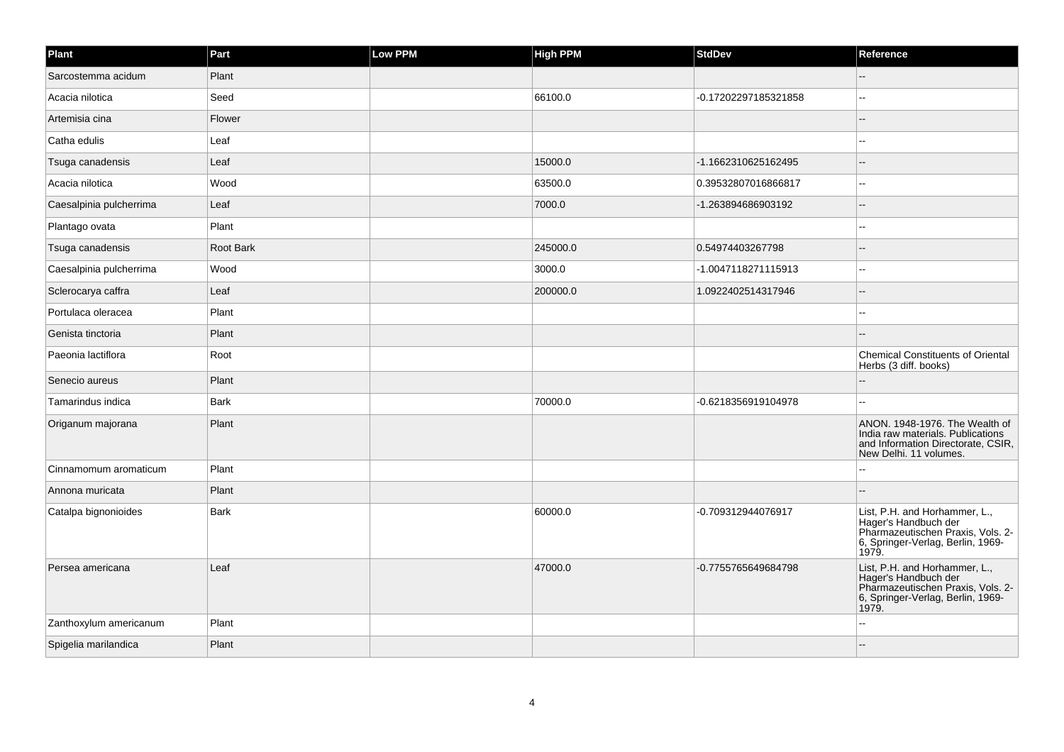| Plant | Part | Low PPM | High PPM | StdDev | Reference |
| --- | --- | --- | --- | --- | --- |
| Sarcostemma acidum | Plant | | | | -- |
| Acacia nilotica | Seed | | 66100.0 | -0.17202297185321858 | -- |
| Artemisia cina | Flower | | | | -- |
| Catha edulis | Leaf | | | | -- |
| Tsuga canadensis | Leaf | | 15000.0 | -1.1662310625162495 | -- |
| Acacia nilotica | Wood | | 63500.0 | 0.39532807016866817 | -- |
| Caesalpinia pulcherrima | Leaf | | 7000.0 | -1.263894686903192 | -- |
| Plantago ovata | Plant | | | | -- |
| Tsuga canadensis | Root Bark | | 245000.0 | 0.54974403267798 | -- |
| Caesalpinia pulcherrima | Wood | | 3000.0 | -1.0047118271115913 | -- |
| Sclerocarya caffra | Leaf | | 200000.0 | 1.0922402514317946 | -- |
| Portulaca oleracea | Plant | | | | -- |
| Genista tinctoria | Plant | | | | -- |
| Paeonia lactiflora | Root | | | | Chemical Constituents of Oriental Herbs (3 diff. books) |
| Senecio aureus | Plant | | | | -- |
| Tamarindus indica | Bark | | 70000.0 | -0.6218356919104978 | -- |
| Origanum majorana | Plant | | | | ANON. 1948-1976. The Wealth of India raw materials. Publications and Information Directorate, CSIR, New Delhi. 11 volumes. |
| Cinnamomum aromaticum | Plant | | | | -- |
| Annona muricata | Plant | | | | -- |
| Catalpa bignonioides | Bark | | 60000.0 | -0.709312944076917 | List, P.H. and Horhammer, L., Hager's Handbuch der Pharmazeutischen Praxis, Vols. 2-6, Springer-Verlag, Berlin, 1969-1979. |
| Persea americana | Leaf | | 47000.0 | -0.7755765649684798 | List, P.H. and Horhammer, L., Hager's Handbuch der Pharmazeutischen Praxis, Vols. 2-6, Springer-Verlag, Berlin, 1969-1979. |
| Zanthoxylum americanum | Plant | | | | -- |
| Spigelia marilandica | Plant | | | | -- |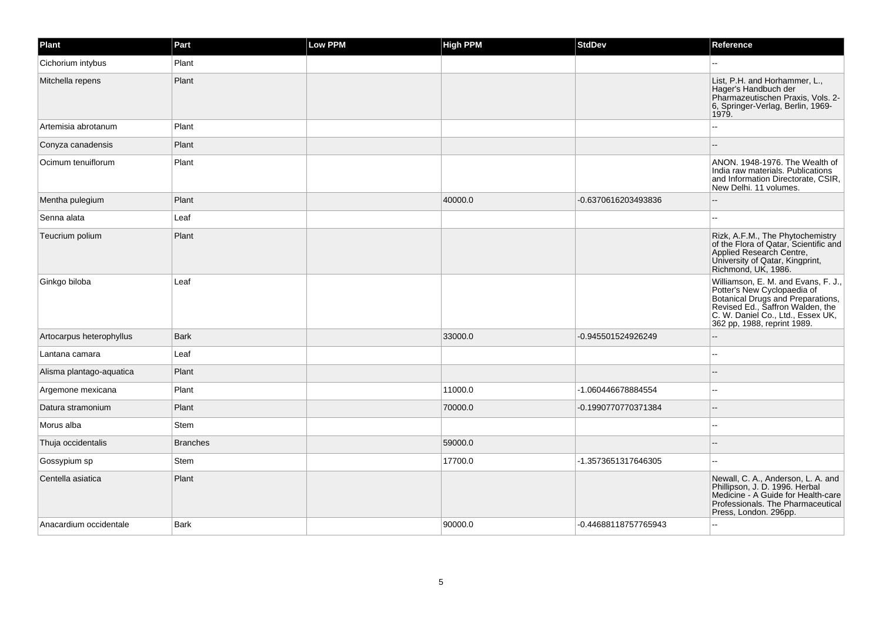| Plant | Part | Low PPM | High PPM | StdDev | Reference |
|---|---|---|---|---|---|
| Cichorium intybus | Plant | | | | -- |
| Mitchella repens | Plant | | | | List, P.H. and Horhammer, L., Hager's Handbuch der Pharmazeutischen Praxis, Vols. 2-6, Springer-Verlag, Berlin, 1969-1979. |
| Artemisia abrotanum | Plant | | | | -- |
| Conyza canadensis | Plant | | | | -- |
| Ocimum tenuiflorum | Plant | | | | ANON. 1948-1976. The Wealth of India raw materials. Publications and Information Directorate, CSIR, New Delhi. 11 volumes. |
| Mentha pulegium | Plant | | 40000.0 | -0.6370616203493836 | -- |
| Senna alata | Leaf | | | | -- |
| Teucrium polium | Plant | | | | Rizk, A.F.M., The Phytochemistry of the Flora of Qatar, Scientific and Applied Research Centre, University of Qatar, Kingprint, Richmond, UK, 1986. |
| Ginkgo biloba | Leaf | | | | Williamson, E. M. and Evans, F. J., Potter's New Cyclopaedia of Botanical Drugs and Preparations, Revised Ed., Saffron Walden, the C. W. Daniel Co., Ltd., Essex UK, 362 pp, 1988, reprint 1989. |
| Artocarpus heterophyllus | Bark | | 33000.0 | -0.945501524926249 | -- |
| Lantana camara | Leaf | | | | -- |
| Alisma plantago-aquatica | Plant | | | | -- |
| Argemone mexicana | Plant | | 11000.0 | -1.060446678884554 | -- |
| Datura stramonium | Plant | | 70000.0 | -0.1990770770371384 | -- |
| Morus alba | Stem | | | | -- |
| Thuja occidentalis | Branches | | 59000.0 | | -- |
| Gossypium sp | Stem | | 17700.0 | -1.3573651317646305 | -- |
| Centella asiatica | Plant | | | | Newall, C. A., Anderson, L. A. and Phillipson, J. D. 1996. Herbal Medicine - A Guide for Health-care Professionals. The Pharmaceutical Press, London. 296pp. |
| Anacardium occidentale | Bark | | 90000.0 | -0.44688118757765943 | -- |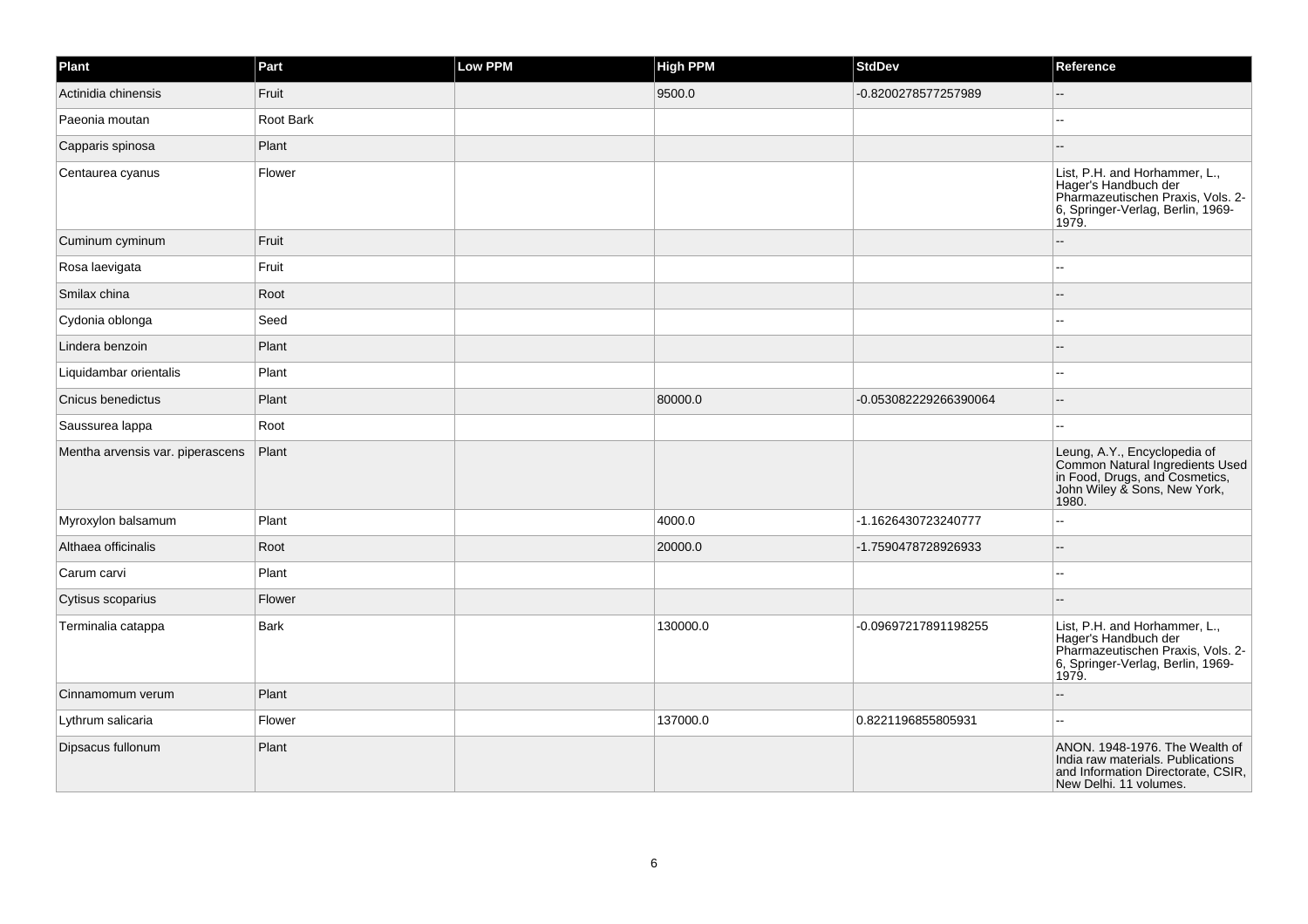| Plant | Part | Low PPM | High PPM | StdDev | Reference |
|---|---|---|---|---|---|
| Actinidia chinensis | Fruit | | 9500.0 | -0.8200278577257989 | -- |
| Paeonia moutan | Root Bark | | | | -- |
| Capparis spinosa | Plant | | | | -- |
| Centaurea cyanus | Flower | | | | List, P.H. and Horhammer, L., Hager's Handbuch der Pharmazeutischen Praxis, Vols. 2-6, Springer-Verlag, Berlin, 1969-1979. |
| Cuminum cyminum | Fruit | | | | -- |
| Rosa laevigata | Fruit | | | | -- |
| Smilax china | Root | | | | -- |
| Cydonia oblonga | Seed | | | | -- |
| Lindera benzoin | Plant | | | | -- |
| Liquidambar orientalis | Plant | | | | -- |
| Cnicus benedictus | Plant | | 80000.0 | -0.053082229266390064 | -- |
| Saussurea lappa | Root | | | | -- |
| Mentha arvensis var. piperascens | Plant | | | | Leung, A.Y., Encyclopedia of Common Natural Ingredients Used in Food, Drugs, and Cosmetics, John Wiley & Sons, New York, 1980. |
| Myroxylon balsamum | Plant | | 4000.0 | -1.1626430723240777 | -- |
| Althaea officinalis | Root | | 20000.0 | -1.7590478728926933 | -- |
| Carum carvi | Plant | | | | -- |
| Cytisus scoparius | Flower | | | | -- |
| Terminalia catappa | Bark | | 130000.0 | -0.09697217891198255 | List, P.H. and Horhammer, L., Hager's Handbuch der Pharmazeutischen Praxis, Vols. 2-6, Springer-Verlag, Berlin, 1969-1979. |
| Cinnamomum verum | Plant | | | | -- |
| Lythrum salicaria | Flower | | 137000.0 | 0.8221196855805931 | -- |
| Dipsacus fullonum | Plant | | | | ANON. 1948-1976. The Wealth of India raw materials. Publications and Information Directorate, CSIR, New Delhi. 11 volumes. |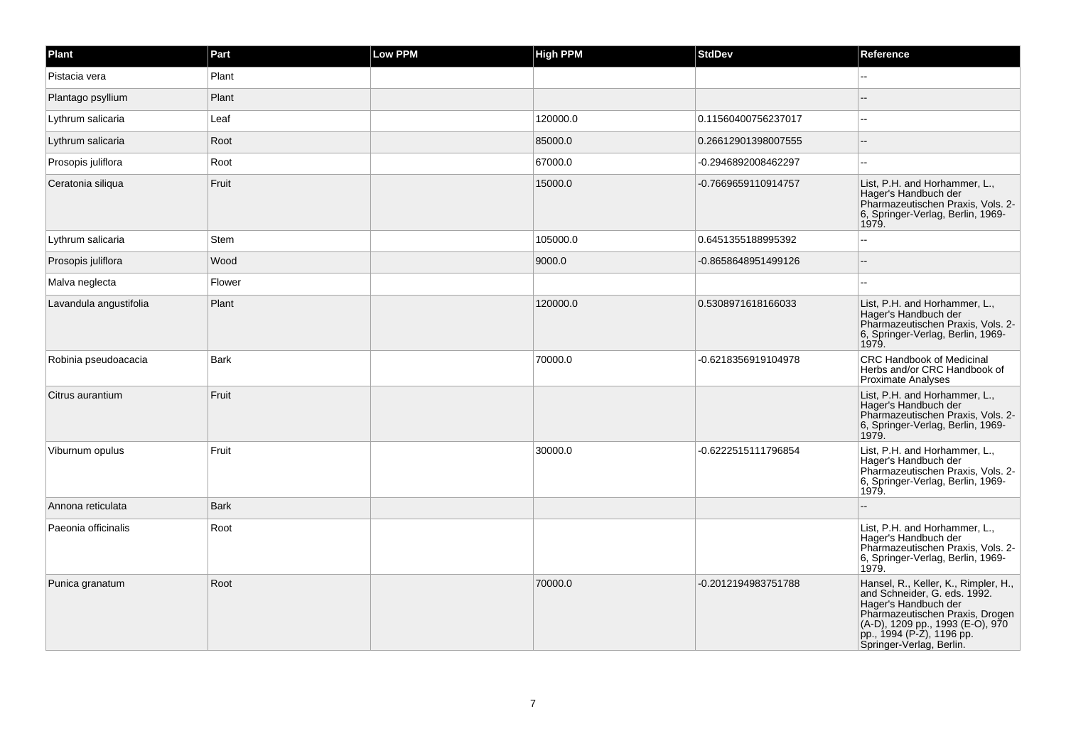| Plant | Part | Low PPM | High PPM | StdDev | Reference |
|---|---|---|---|---|---|
| Pistacia vera | Plant | | | | -- |
| Plantago psyllium | Plant | | | | -- |
| Lythrum salicaria | Leaf | | 120000.0 | 0.11560400756237017 | -- |
| Lythrum salicaria | Root | | 85000.0 | 0.26612901398007555 | -- |
| Prosopis juliflora | Root | | 67000.0 | -0.2946892008462297 | -- |
| Ceratonia siliqua | Fruit | | 15000.0 | -0.7669659110914757 | List, P.H. and Horhammer, L., Hager's Handbuch der Pharmazeutischen Praxis, Vols. 2-6, Springer-Verlag, Berlin, 1969-1979. |
| Lythrum salicaria | Stem | | 105000.0 | 0.6451355188995392 | -- |
| Prosopis juliflora | Wood | | 9000.0 | -0.8658648951499126 | -- |
| Malva neglecta | Flower | | | | -- |
| Lavandula angustifolia | Plant | | 120000.0 | 0.5308971618166033 | List, P.H. and Horhammer, L., Hager's Handbuch der Pharmazeutischen Praxis, Vols. 2-6, Springer-Verlag, Berlin, 1969-1979. |
| Robinia pseudoacacia | Bark | | 70000.0 | -0.6218356919104978 | CRC Handbook of Medicinal Herbs and/or CRC Handbook of Proximate Analyses |
| Citrus aurantium | Fruit | | | | List, P.H. and Horhammer, L., Hager's Handbuch der Pharmazeutischen Praxis, Vols. 2-6, Springer-Verlag, Berlin, 1969-1979. |
| Viburnum opulus | Fruit | | 30000.0 | -0.6222515111796854 | List, P.H. and Horhammer, L., Hager's Handbuch der Pharmazeutischen Praxis, Vols. 2-6, Springer-Verlag, Berlin, 1969-1979. |
| Annona reticulata | Bark | | | | -- |
| Paeonia officinalis | Root | | | | List, P.H. and Horhammer, L., Hager's Handbuch der Pharmazeutischen Praxis, Vols. 2-6, Springer-Verlag, Berlin, 1969-1979. |
| Punica granatum | Root | | 70000.0 | -0.2012194983751788 | Hansel, R., Keller, K., Rimpler, H., and Schneider, G. eds. 1992. Hager's Handbuch der Pharmazeutischen Praxis, Drogen (A-D), 1209 pp., 1993 (E-O), 970 pp., 1994 (P-Z), 1196 pp. Springer-Verlag, Berlin. |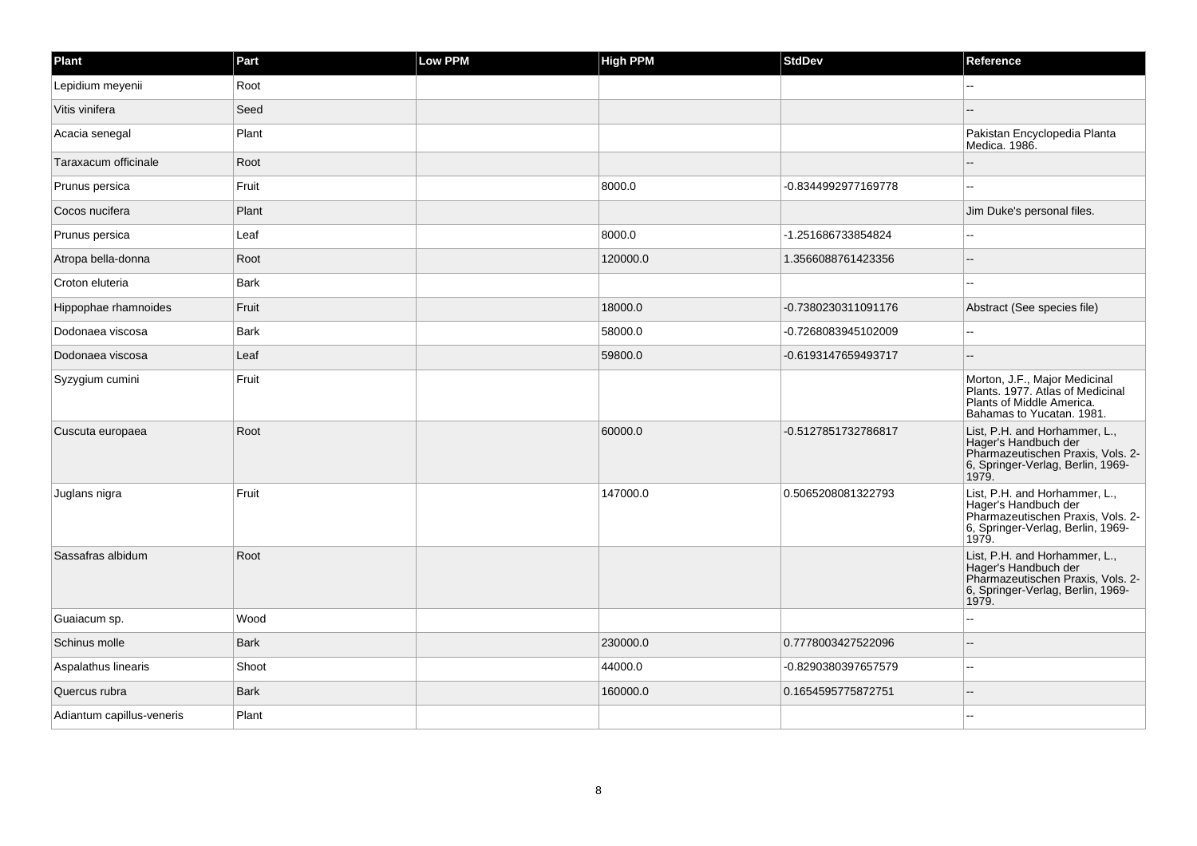| Plant | Part | Low PPM | High PPM | StdDev | Reference |
| --- | --- | --- | --- | --- | --- |
| Lepidium meyenii | Root | | | | -- |
| Vitis vinifera | Seed | | | | -- |
| Acacia senegal | Plant | | | | Pakistan Encyclopedia Planta Medica. 1986. |
| Taraxacum officinale | Root | | | | -- |
| Prunus persica | Fruit | | 8000.0 | -0.8344992977169778 | -- |
| Cocos nucifera | Plant | | | | Jim Duke's personal files. |
| Prunus persica | Leaf | | 8000.0 | -1.251686733854824 | -- |
| Atropa bella-donna | Root | | 120000.0 | 1.3566088761423356 | -- |
| Croton eluteria | Bark | | | | -- |
| Hippophae rhamnoides | Fruit | | 18000.0 | -0.7380230311091176 | Abstract (See species file) |
| Dodonaea viscosa | Bark | | 58000.0 | -0.7268083945102009 | -- |
| Dodonaea viscosa | Leaf | | 59800.0 | -0.6193147659493717 | -- |
| Syzygium cumini | Fruit | | | | Morton, J.F., Major Medicinal Plants. 1977. Atlas of Medicinal Plants of Middle America. Bahamas to Yucatan. 1981. |
| Cuscuta europaea | Root | | 60000.0 | -0.5127851732786817 | List, P.H. and Horhammer, L., Hager's Handbuch der Pharmazeutischen Praxis, Vols. 2-6, Springer-Verlag, Berlin, 1969-1979. |
| Juglans nigra | Fruit | | 147000.0 | 0.5065208081322793 | List, P.H. and Horhammer, L., Hager's Handbuch der Pharmazeutischen Praxis, Vols. 2-6, Springer-Verlag, Berlin, 1969-1979. |
| Sassafras albidum | Root | | | | List, P.H. and Horhammer, L., Hager's Handbuch der Pharmazeutischen Praxis, Vols. 2-6, Springer-Verlag, Berlin, 1969-1979. |
| Guaiacum sp. | Wood | | | | -- |
| Schinus molle | Bark | | 230000.0 | 0.7778003427522096 | -- |
| Aspalathus linearis | Shoot | | 44000.0 | -0.8290380397657579 | -- |
| Quercus rubra | Bark | | 160000.0 | 0.1654595775872751 | -- |
| Adiantum capillus-veneris | Plant | | | | -- |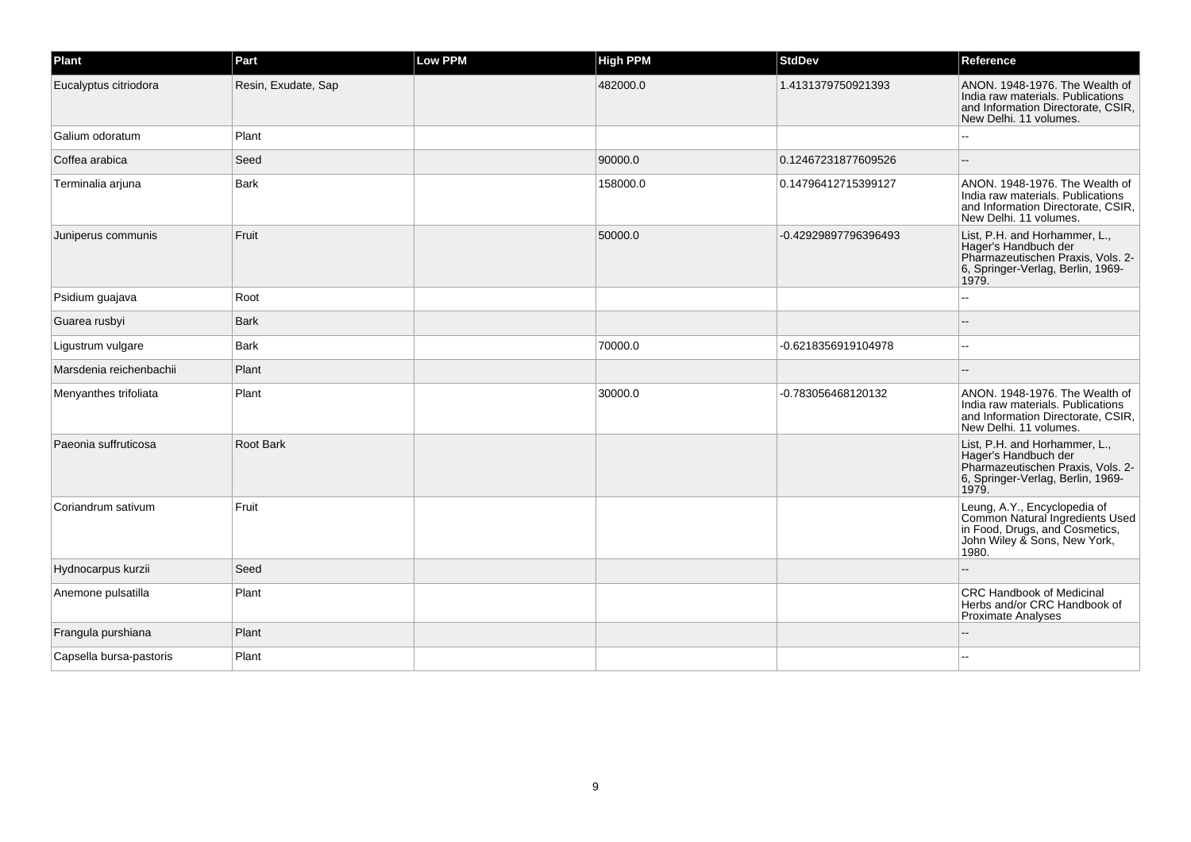| Plant | Part | Low PPM | High PPM | StdDev | Reference |
| --- | --- | --- | --- | --- | --- |
| Eucalyptus citriodora | Resin, Exudate, Sap | | 482000.0 | 1.4131379750921393 | ANON. 1948-1976. The Wealth of India raw materials. Publications and Information Directorate, CSIR, New Delhi. 11 volumes. |
| Galium odoratum | Plant | | | | -- |
| Coffea arabica | Seed | | 90000.0 | 0.12467231877609526 | -- |
| Terminalia arjuna | Bark | | 158000.0 | 0.14796412715399127 | ANON. 1948-1976. The Wealth of India raw materials. Publications and Information Directorate, CSIR, New Delhi. 11 volumes. |
| Juniperus communis | Fruit | | 50000.0 | -0.42929897796396493 | List, P.H. and Horhammer, L., Hager's Handbuch der Pharmazeutischen Praxis, Vols. 2-6, Springer-Verlag, Berlin, 1969-1979. |
| Psidium guajava | Root | | | | -- |
| Guarea rusbyi | Bark | | | | -- |
| Ligustrum vulgare | Bark | | 70000.0 | -0.6218356919104978 | -- |
| Marsdenia reichenbachii | Plant | | | | -- |
| Menyanthes trifoliata | Plant | | 30000.0 | -0.783056468120132 | ANON. 1948-1976. The Wealth of India raw materials. Publications and Information Directorate, CSIR, New Delhi. 11 volumes. |
| Paeonia suffruticosa | Root Bark | | | | List, P.H. and Horhammer, L., Hager's Handbuch der Pharmazeutischen Praxis, Vols. 2-6, Springer-Verlag, Berlin, 1969-1979. |
| Coriandrum sativum | Fruit | | | | Leung, A.Y., Encyclopedia of Common Natural Ingredients Used in Food, Drugs, and Cosmetics, John Wiley & Sons, New York, 1980. |
| Hydnocarpus kurzii | Seed | | | | -- |
| Anemone pulsatilla | Plant | | | | CRC Handbook of Medicinal Herbs and/or CRC Handbook of Proximate Analyses |
| Frangula purshiana | Plant | | | | -- |
| Capsella bursa-pastoris | Plant | | | | -- |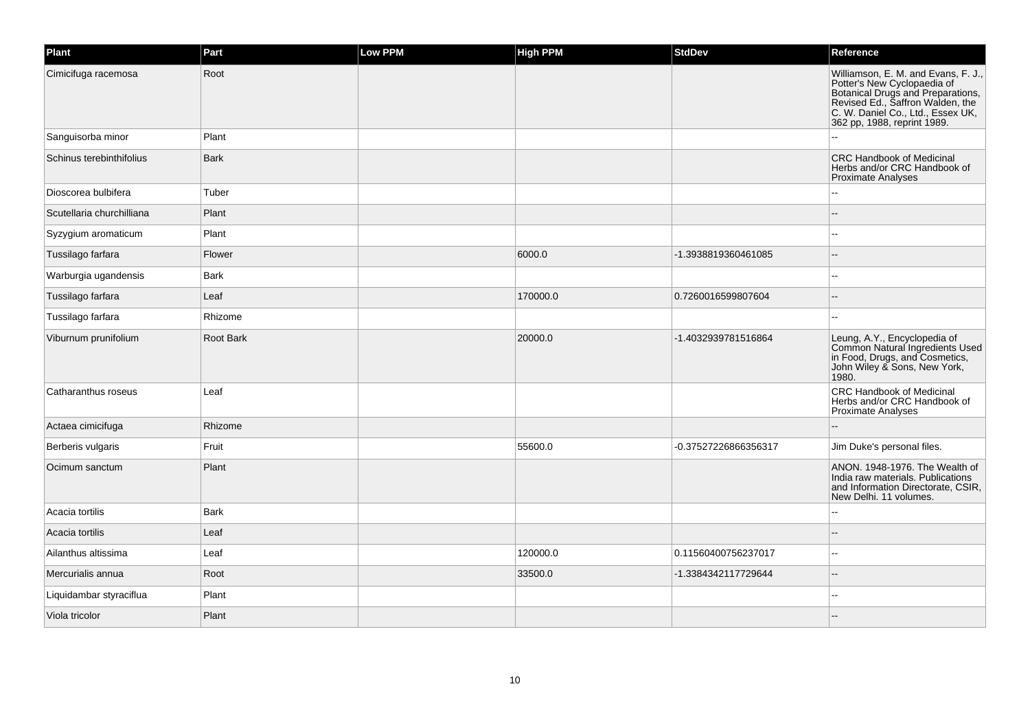| Plant | Part | Low PPM | High PPM | StdDev | Reference |
|---|---|---|---|---|---|
| Cimicifuga racemosa | Root | | | | Williamson, E. M. and Evans, F. J., Potter's New Cyclopaedia of Botanical Drugs and Preparations, Revised Ed., Saffron Walden, the C. W. Daniel Co., Ltd., Essex UK, 362 pp, 1988, reprint 1989. |
| Sanguisorba minor | Plant | | | | -- |
| Schinus terebinthifolius | Bark | | | | CRC Handbook of Medicinal Herbs and/or CRC Handbook of Proximate Analyses |
| Dioscorea bulbifera | Tuber | | | | -- |
| Scutellaria churchilliana | Plant | | | | -- |
| Syzygium aromaticum | Plant | | | | -- |
| Tussilago farfara | Flower | | 6000.0 | -1.3938819360461085 | -- |
| Warburgia ugandensis | Bark | | | | -- |
| Tussilago farfara | Leaf | | 170000.0 | 0.7260016599807604 | -- |
| Tussilago farfara | Rhizome | | | | -- |
| Viburnum prunifolium | Root Bark | | 20000.0 | -1.4032939781516864 | Leung, A.Y., Encyclopedia of Common Natural Ingredients Used in Food, Drugs, and Cosmetics, John Wiley & Sons, New York, 1980. |
| Catharanthus roseus | Leaf | | | | CRC Handbook of Medicinal Herbs and/or CRC Handbook of Proximate Analyses |
| Actaea cimicifuga | Rhizome | | | | -- |
| Berberis vulgaris | Fruit | | 55600.0 | -0.37527226866356317 | Jim Duke's personal files. |
| Ocimum sanctum | Plant | | | | ANON. 1948-1976. The Wealth of India raw materials. Publications and Information Directorate, CSIR, New Delhi. 11 volumes. |
| Acacia tortilis | Bark | | | | -- |
| Acacia tortilis | Leaf | | | | -- |
| Ailanthus altissima | Leaf | | 120000.0 | 0.11560400756237017 | -- |
| Mercurialis annua | Root | | 33500.0 | -1.3384342117729644 | -- |
| Liquidambar styraciflua | Plant | | | | -- |
| Viola tricolor | Plant | | | | -- |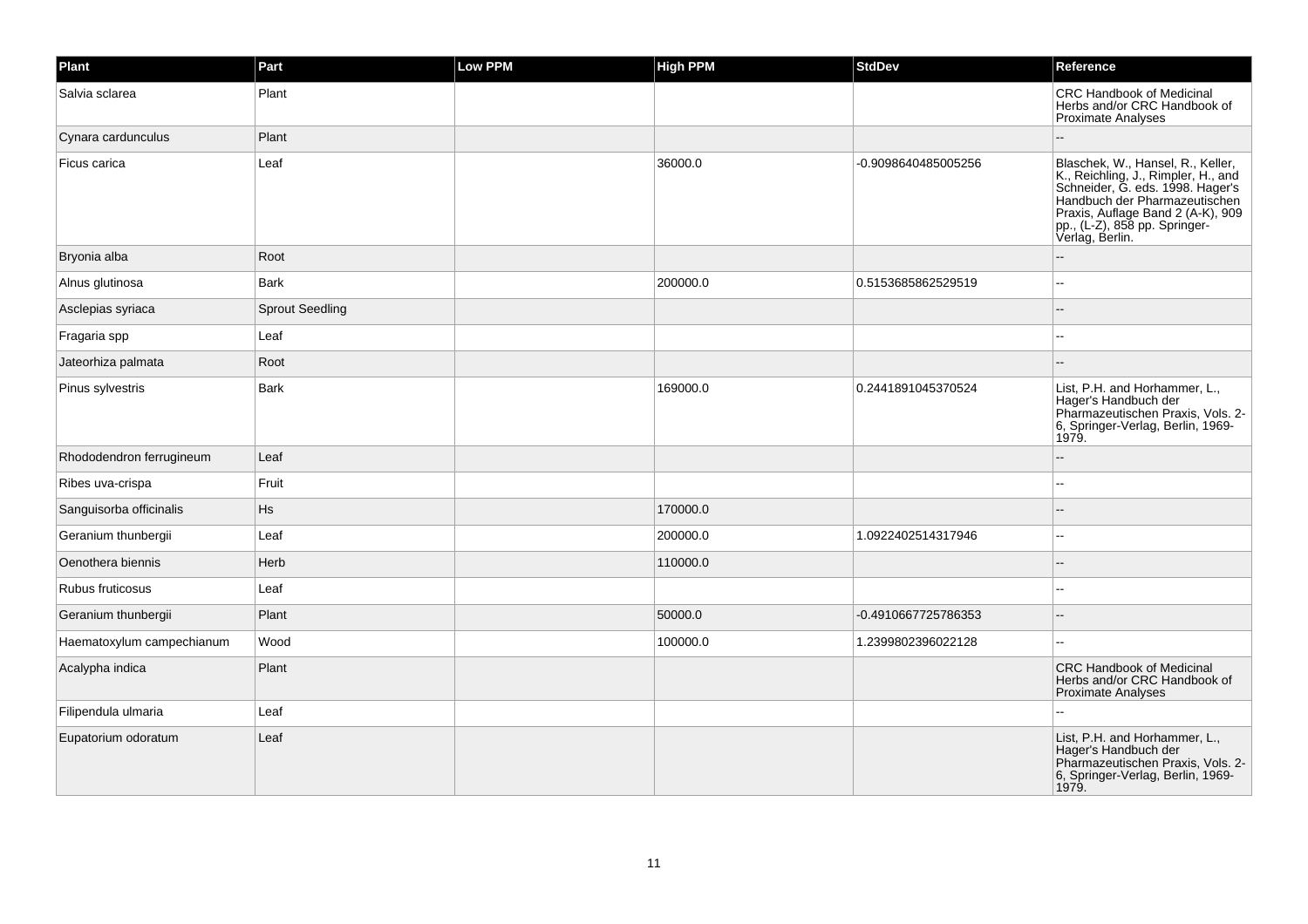| Plant | Part | Low PPM | High PPM | StdDev | Reference |
| --- | --- | --- | --- | --- | --- |
| Salvia sclarea | Plant | | | | CRC Handbook of Medicinal Herbs and/or CRC Handbook of Proximate Analyses |
| Cynara cardunculus | Plant | | | | -- |
| Ficus carica | Leaf | | 36000.0 | -0.9098640485005256 | Blaschek, W., Hansel, R., Keller, K., Reichling, J., Rimpler, H., and Schneider, G. eds. 1998. Hager's Handbuch der Pharmazeutischen Praxis, Auflage Band 2 (A-K), 909 pp., (L-Z), 858 pp. Springer-Verlag, Berlin. |
| Bryonia alba | Root | | | | -- |
| Alnus glutinosa | Bark | | 200000.0 | 0.5153685862529519 | -- |
| Asclepias syriaca | Sprout Seedling | | | | -- |
| Fragaria spp | Leaf | | | | -- |
| Jateorhiza palmata | Root | | | | -- |
| Pinus sylvestris | Bark | | 169000.0 | 0.2441891045370524 | List, P.H. and Horhammer, L., Hager's Handbuch der Pharmazeutischen Praxis, Vols. 2-6, Springer-Verlag, Berlin, 1969-1979. |
| Rhododendron ferrugineum | Leaf | | | | -- |
| Ribes uva-crispa | Fruit | | | | -- |
| Sanguisorba officinalis | Hs | | 170000.0 | | -- |
| Geranium thunbergii | Leaf | | 200000.0 | 1.0922402514317946 | -- |
| Oenothera biennis | Herb | | 110000.0 | | -- |
| Rubus fruticosus | Leaf | | | | -- |
| Geranium thunbergii | Plant | | 50000.0 | -0.4910667725786353 | -- |
| Haematoxylum campechianum | Wood | | 100000.0 | 1.2399802396022128 | -- |
| Acalypha indica | Plant | | | | CRC Handbook of Medicinal Herbs and/or CRC Handbook of Proximate Analyses |
| Filipendula ulmaria | Leaf | | | | -- |
| Eupatorium odoratum | Leaf | | | | List, P.H. and Horhammer, L., Hager's Handbuch der Pharmazeutischen Praxis, Vols. 2-6, Springer-Verlag, Berlin, 1969-1979. |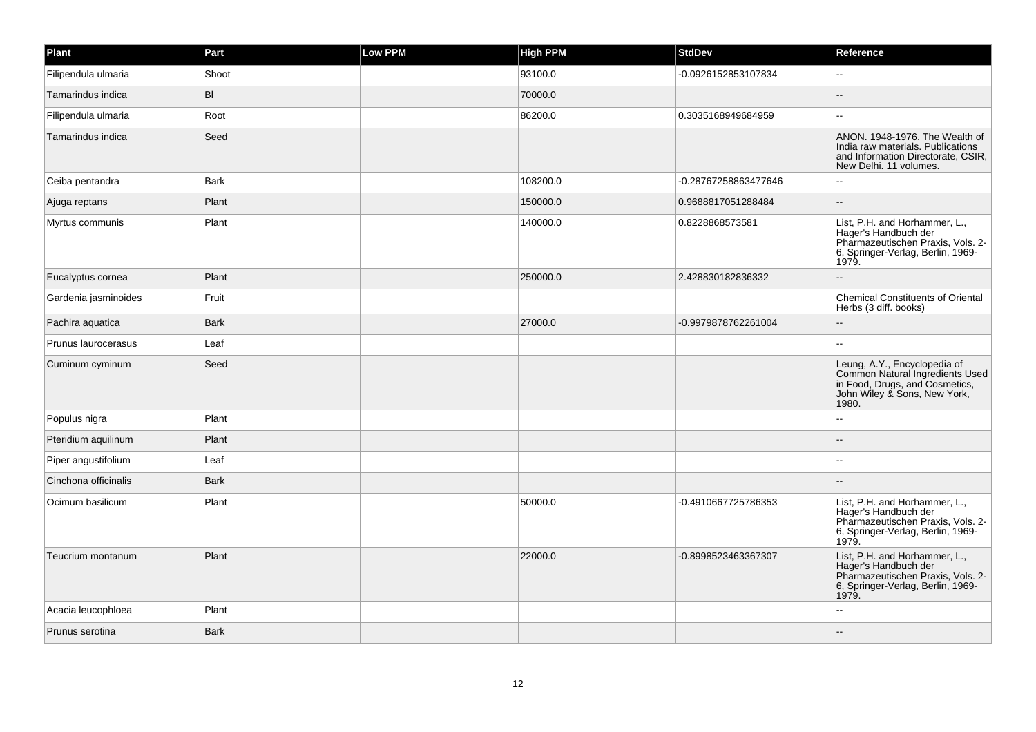| Plant | Part | Low PPM | High PPM | StdDev | Reference |
| --- | --- | --- | --- | --- | --- |
| Filipendula ulmaria | Shoot | | 93100.0 | -0.0926152853107834 | -- |
| Tamarindus indica | Bl | | 70000.0 | | -- |
| Filipendula ulmaria | Root | | 86200.0 | 0.3035168949684959 | -- |
| Tamarindus indica | Seed | | | | ANON. 1948-1976. The Wealth of India raw materials. Publications and Information Directorate, CSIR, New Delhi. 11 volumes. |
| Ceiba pentandra | Bark | | 108200.0 | -0.28767258863477646 | -- |
| Ajuga reptans | Plant | | 150000.0 | 0.9688817051288484 | -- |
| Myrtus communis | Plant | | 140000.0 | 0.8228868573581 | List, P.H. and Horhammer, L., Hager's Handbuch der Pharmazeutischen Praxis, Vols. 2-6, Springer-Verlag, Berlin, 1969-1979. |
| Eucalyptus cornea | Plant | | 250000.0 | 2.428830182836332 | -- |
| Gardenia jasminoides | Fruit | | | | Chemical Constituents of Oriental Herbs (3 diff. books) |
| Pachira aquatica | Bark | | 27000.0 | -0.9979878762261004 | -- |
| Prunus laurocerasus | Leaf | | | | -- |
| Cuminum cyminum | Seed | | | | Leung, A.Y., Encyclopedia of Common Natural Ingredients Used in Food, Drugs, and Cosmetics, John Wiley & Sons, New York, 1980. |
| Populus nigra | Plant | | | | -- |
| Pteridium aquilinum | Plant | | | | -- |
| Piper angustifolium | Leaf | | | | -- |
| Cinchona officinalis | Bark | | | | -- |
| Ocimum basilicum | Plant | | 50000.0 | -0.4910667725786353 | List, P.H. and Horhammer, L., Hager's Handbuch der Pharmazeutischen Praxis, Vols. 2-6, Springer-Verlag, Berlin, 1969-1979. |
| Teucrium montanum | Plant | | 22000.0 | -0.8998523463367307 | List, P.H. and Horhammer, L., Hager's Handbuch der Pharmazeutischen Praxis, Vols. 2-6, Springer-Verlag, Berlin, 1969-1979. |
| Acacia leucophloea | Plant | | | | -- |
| Prunus serotina | Bark | | | | -- |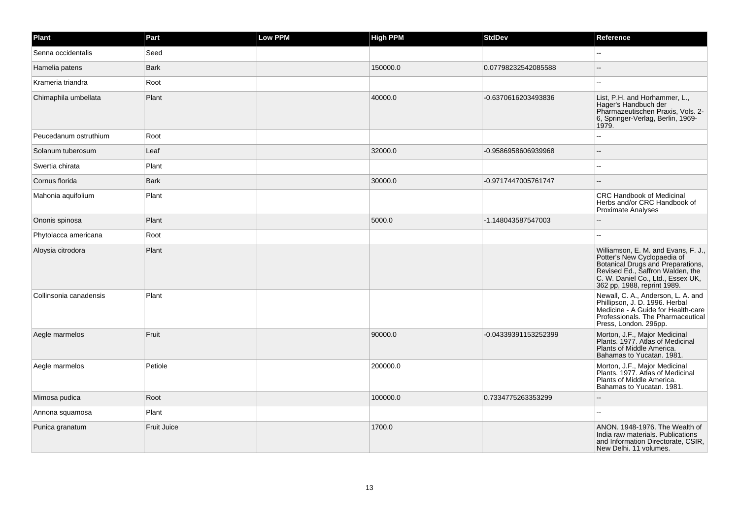| Plant | Part | Low PPM | High PPM | StdDev | Reference |
| --- | --- | --- | --- | --- | --- |
| Senna occidentalis | Seed | | | | -- |
| Hamelia patens | Bark | | 150000.0 | 0.07798232542085588 | -- |
| Krameria triandra | Root | | | | -- |
| Chimaphila umbellata | Plant | | 40000.0 | -0.6370616203493836 | List, P.H. and Horhammer, L., Hager's Handbuch der Pharmazeutischen Praxis, Vols. 2-6, Springer-Verlag, Berlin, 1969-1979. |
| Peucedanum ostruthium | Root | | | | -- |
| Solanum tuberosum | Leaf | | 32000.0 | -0.9586958606939968 | -- |
| Swertia chirata | Plant | | | | -- |
| Cornus florida | Bark | | 30000.0 | -0.9717447005761747 | -- |
| Mahonia aquifolium | Plant | | | | CRC Handbook of Medicinal Herbs and/or CRC Handbook of Proximate Analyses |
| Ononis spinosa | Plant | | 5000.0 | -1.148043587547003 | -- |
| Phytolacca americana | Root | | | | -- |
| Aloysia citrodora | Plant | | | | Williamson, E. M. and Evans, F. J., Potter's New Cyclopaedia of Botanical Drugs and Preparations, Revised Ed., Saffron Walden, the C. W. Daniel Co., Ltd., Essex UK, 362 pp, 1988, reprint 1989. |
| Collinsonia canadensis | Plant | | | | Newall, C. A., Anderson, L. A. and Phillipson, J. D. 1996. Herbal Medicine - A Guide for Health-care Professionals. The Pharmaceutical Press, London. 296pp. |
| Aegle marmelos | Fruit | | 90000.0 | -0.04339391153252399 | Morton, J.F., Major Medicinal Plants. 1977. Atlas of Medicinal Plants of Middle America. Bahamas to Yucatan. 1981. |
| Aegle marmelos | Petiole | | 200000.0 | | Morton, J.F., Major Medicinal Plants. 1977. Atlas of Medicinal Plants of Middle America. Bahamas to Yucatan. 1981. |
| Mimosa pudica | Root | | 100000.0 | 0.7334775263353299 | -- |
| Annona squamosa | Plant | | | | -- |
| Punica granatum | Fruit Juice | | 1700.0 | | ANON. 1948-1976. The Wealth of India raw materials. Publications and Information Directorate, CSIR, New Delhi. 11 volumes. |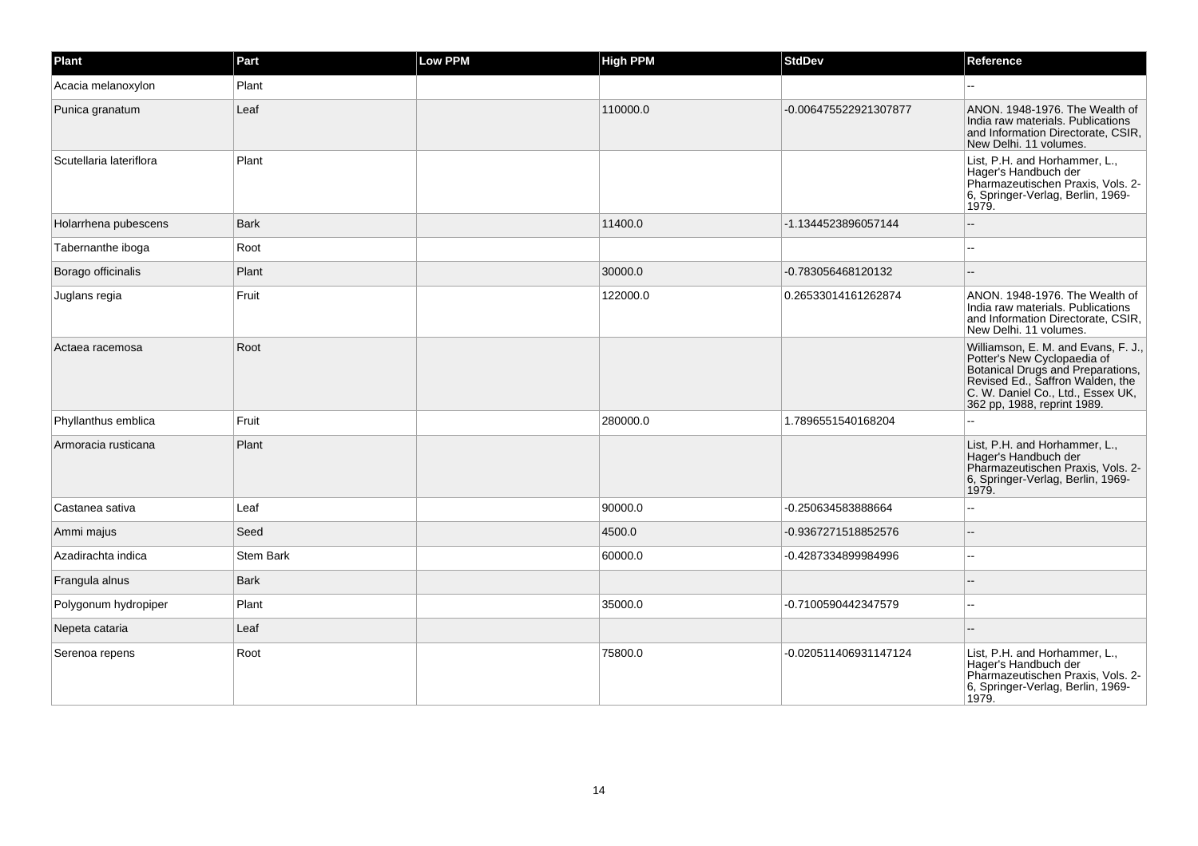| Plant | Part | Low PPM | High PPM | StdDev | Reference |
| --- | --- | --- | --- | --- | --- |
| Acacia melanoxylon | Plant | | | | -- |
| Punica granatum | Leaf | | 110000.0 | -0.006475522921307877 | ANON. 1948-1976. The Wealth of India raw materials. Publications and Information Directorate, CSIR, New Delhi. 11 volumes. |
| Scutellaria lateriflora | Plant | | | | List, P.H. and Horhammer, L., Hager's Handbuch der Pharmazeutischen Praxis, Vols. 2-6, Springer-Verlag, Berlin, 1969-1979. |
| Holarrhena pubescens | Bark | | 11400.0 | -1.1344523896057144 | -- |
| Tabernanthe iboga | Root | | | | -- |
| Borago officinalis | Plant | | 30000.0 | -0.783056468120132 | -- |
| Juglans regia | Fruit | | 122000.0 | 0.26533014161262874 | ANON. 1948-1976. The Wealth of India raw materials. Publications and Information Directorate, CSIR, New Delhi. 11 volumes. |
| Actaea racemosa | Root | | | | Williamson, E. M. and Evans, F. J., Potter's New Cyclopaedia of Botanical Drugs and Preparations, Revised Ed., Saffron Walden, the C. W. Daniel Co., Ltd., Essex UK, 362 pp, 1988, reprint 1989. |
| Phyllanthus emblica | Fruit | | 280000.0 | 1.7896551540168204 | -- |
| Armoracia rusticana | Plant | | | | List, P.H. and Horhammer, L., Hager's Handbuch der Pharmazeutischen Praxis, Vols. 2-6, Springer-Verlag, Berlin, 1969-1979. |
| Castanea sativa | Leaf | | 90000.0 | -0.250634583888664 | -- |
| Ammi majus | Seed | | 4500.0 | -0.9367271518852576 | -- |
| Azadirachta indica | Stem Bark | | 60000.0 | -0.4287334899984996 | -- |
| Frangula alnus | Bark | | | | -- |
| Polygonum hydropiper | Plant | | 35000.0 | -0.7100590442347579 | -- |
| Nepeta cataria | Leaf | | | | -- |
| Serenoa repens | Root | | 75800.0 | -0.020511406931147124 | List, P.H. and Horhammer, L., Hager's Handbuch der Pharmazeutischen Praxis, Vols. 2-6, Springer-Verlag, Berlin, 1969-1979. |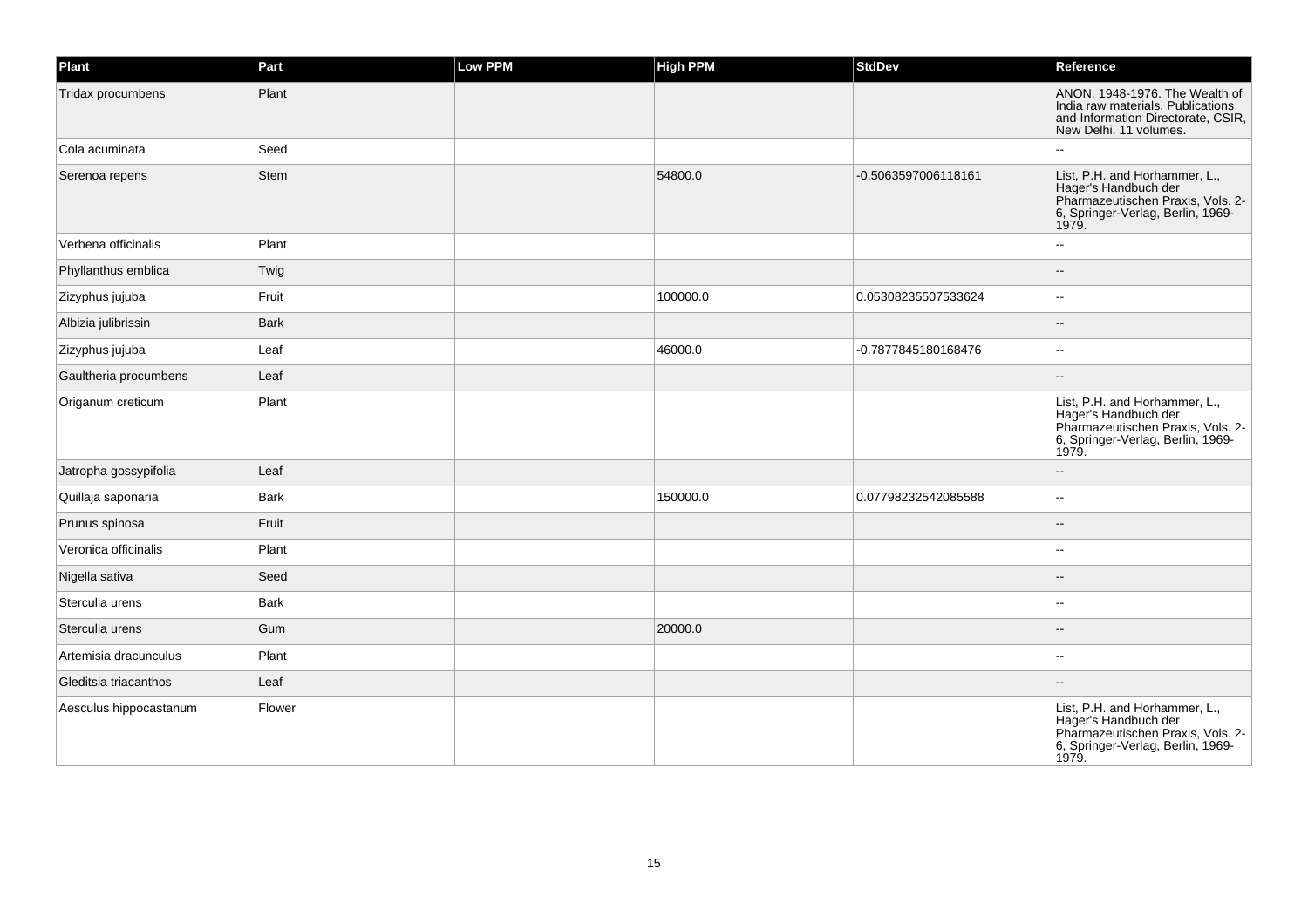| Plant | Part | Low PPM | High PPM | StdDev | Reference |
| --- | --- | --- | --- | --- | --- |
| Tridax procumbens | Plant | | | | ANON. 1948-1976. The Wealth of India raw materials. Publications and Information Directorate, CSIR, New Delhi. 11 volumes. |
| Cola acuminata | Seed | | | | -- |
| Serenoa repens | Stem | | 54800.0 | -0.5063597006118161 | List, P.H. and Horhammer, L., Hager's Handbuch der Pharmazeutischen Praxis, Vols. 2-6, Springer-Verlag, Berlin, 1969-1979. |
| Verbena officinalis | Plant | | | | -- |
| Phyllanthus emblica | Twig | | | | -- |
| Zizyphus jujuba | Fruit | | 100000.0 | 0.05308235507533624 | -- |
| Albizia julibrissin | Bark | | | | -- |
| Zizyphus jujuba | Leaf | | 46000.0 | -0.7877845180168476 | -- |
| Gaultheria procumbens | Leaf | | | | -- |
| Origanum creticum | Plant | | | | List, P.H. and Horhammer, L., Hager's Handbuch der Pharmazeutischen Praxis, Vols. 2-6, Springer-Verlag, Berlin, 1969-1979. |
| Jatropha gossypifolia | Leaf | | | | -- |
| Quillaja saponaria | Bark | | 150000.0 | 0.07798232542085588 | -- |
| Prunus spinosa | Fruit | | | | -- |
| Veronica officinalis | Plant | | | | -- |
| Nigella sativa | Seed | | | | -- |
| Sterculia urens | Bark | | | | -- |
| Sterculia urens | Gum | | 20000.0 | | -- |
| Artemisia dracunculus | Plant | | | | -- |
| Gleditsia triacanthos | Leaf | | | | -- |
| Aesculus hippocastanum | Flower | | | | List, P.H. and Horhammer, L., Hager's Handbuch der Pharmazeutischen Praxis, Vols. 2-6, Springer-Verlag, Berlin, 1969-1979. |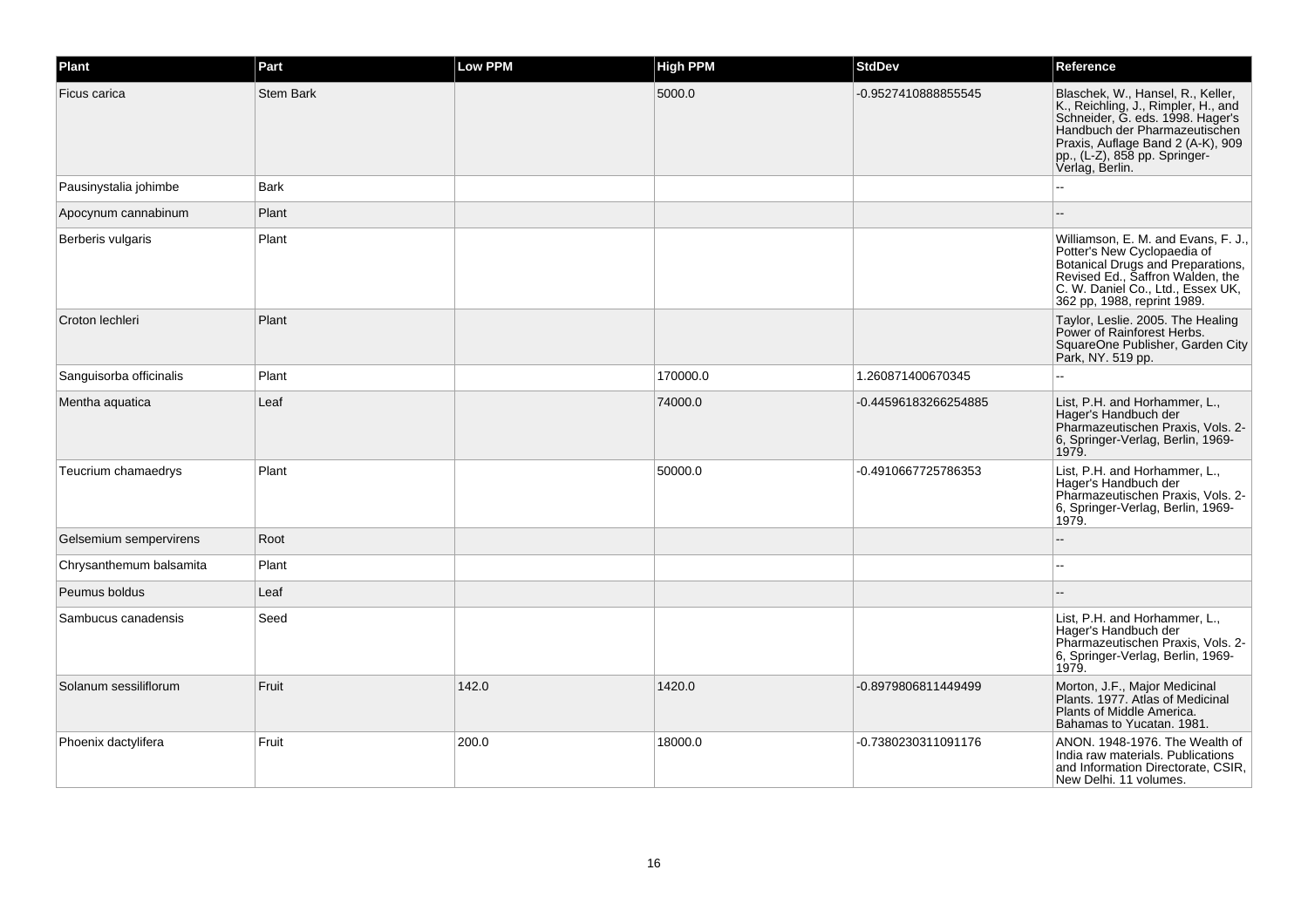| Plant | Part | Low PPM | High PPM | StdDev | Reference |
| --- | --- | --- | --- | --- | --- |
| Ficus carica | Stem Bark | | 5000.0 | -0.9527410888855545 | Blaschek, W., Hansel, R., Keller, K., Reichling, J., Rimpler, H., and Schneider, G. eds. 1998. Hager's Handbuch der Pharmazeutischen Praxis, Auflage Band 2 (A-K), 909 pp., (L-Z), 858 pp. Springer-Verlag, Berlin. |
| Pausinystalia johimbe | Bark | | | | -- |
| Apocynum cannabinum | Plant | | | | -- |
| Berberis vulgaris | Plant | | | | Williamson, E. M. and Evans, F. J., Potter's New Cyclopaedia of Botanical Drugs and Preparations, Revised Ed., Saffron Walden, the C. W. Daniel Co., Ltd., Essex UK, 362 pp, 1988, reprint 1989. |
| Croton lechleri | Plant | | | | Taylor, Leslie. 2005. The Healing Power of Rainforest Herbs. SquareOne Publisher, Garden City Park, NY. 519 pp. |
| Sanguisorba officinalis | Plant | | 170000.0 | 1.260871400670345 | -- |
| Mentha aquatica | Leaf | | 74000.0 | -0.44596183266254885 | List, P.H. and Horhammer, L., Hager's Handbuch der Pharmazeutischen Praxis, Vols. 2-6, Springer-Verlag, Berlin, 1969-1979. |
| Teucrium chamaedrys | Plant | | 50000.0 | -0.4910667725786353 | List, P.H. and Horhammer, L., Hager's Handbuch der Pharmazeutischen Praxis, Vols. 2-6, Springer-Verlag, Berlin, 1969-1979. |
| Gelsemium sempervirens | Root | | | | -- |
| Chrysanthemum balsamita | Plant | | | | -- |
| Peumus boldus | Leaf | | | | -- |
| Sambucus canadensis | Seed | | | | List, P.H. and Horhammer, L., Hager's Handbuch der Pharmazeutischen Praxis, Vols. 2-6, Springer-Verlag, Berlin, 1969-1979. |
| Solanum sessiliflorum | Fruit | 142.0 | 1420.0 | -0.8979806811449499 | Morton, J.F., Major Medicinal Plants. 1977. Atlas of Medicinal Plants of Middle America. Bahamas to Yucatan. 1981. |
| Phoenix dactylifera | Fruit | 200.0 | 18000.0 | -0.7380230311091176 | ANON. 1948-1976. The Wealth of India raw materials. Publications and Information Directorate, CSIR, New Delhi. 11 volumes. |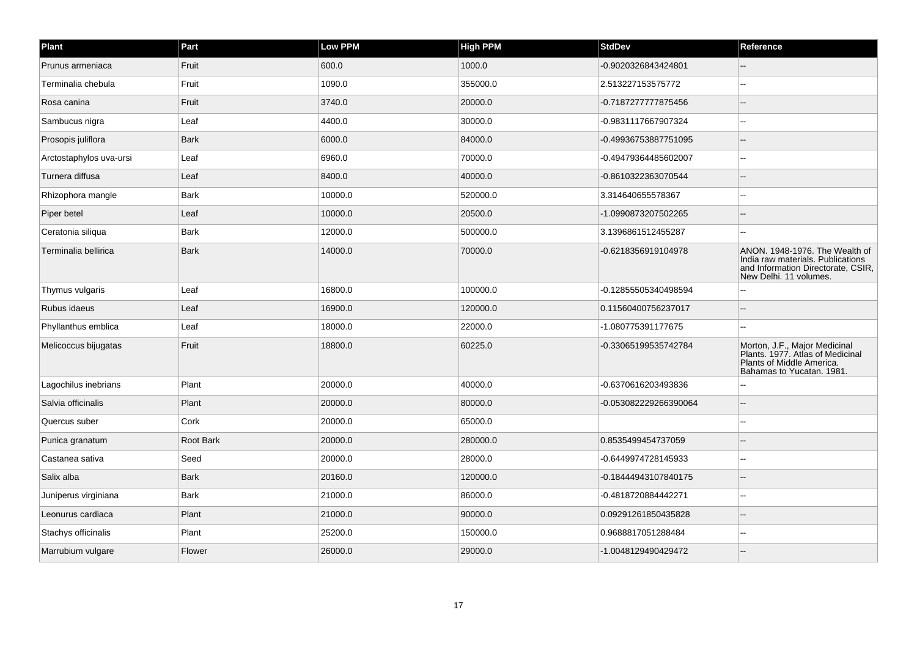| Plant | Part | Low PPM | High PPM | StdDev | Reference |
| --- | --- | --- | --- | --- | --- |
| Prunus armeniaca | Fruit | 600.0 | 1000.0 | -0.9020326843424801 | -- |
| Terminalia chebula | Fruit | 1090.0 | 355000.0 | 2.513227153575772 | -- |
| Rosa canina | Fruit | 3740.0 | 20000.0 | -0.7187277777875456 | -- |
| Sambucus nigra | Leaf | 4400.0 | 30000.0 | -0.9831117667907324 | -- |
| Prosopis juliflora | Bark | 6000.0 | 84000.0 | -0.49936753887751095 | -- |
| Arctostaphylos uva-ursi | Leaf | 6960.0 | 70000.0 | -0.49479364485602007 | -- |
| Turnera diffusa | Leaf | 8400.0 | 40000.0 | -0.8610322363070544 | -- |
| Rhizophora mangle | Bark | 10000.0 | 520000.0 | 3.314640655578367 | -- |
| Piper betel | Leaf | 10000.0 | 20500.0 | -1.0990873207502265 | -- |
| Ceratonia siliqua | Bark | 12000.0 | 500000.0 | 3.1396861512455287 | -- |
| Terminalia bellirica | Bark | 14000.0 | 70000.0 | -0.6218356919104978 | ANON. 1948-1976. The Wealth of India raw materials. Publications and Information Directorate, CSIR, New Delhi. 11 volumes. |
| Thymus vulgaris | Leaf | 16800.0 | 100000.0 | -0.12855505340498594 | -- |
| Rubus idaeus | Leaf | 16900.0 | 120000.0 | 0.11560400756237017 | -- |
| Phyllanthus emblica | Leaf | 18000.0 | 22000.0 | -1.080775391177675 | -- |
| Melicoccus bijugatas | Fruit | 18800.0 | 60225.0 | -0.33065199535742784 | Morton, J.F., Major Medicinal Plants. 1977. Atlas of Medicinal Plants of Middle America. Bahamas to Yucatan. 1981. |
| Lagochilus inebrians | Plant | 20000.0 | 40000.0 | -0.6370616203493836 | -- |
| Salvia officinalis | Plant | 20000.0 | 80000.0 | -0.053082229266390064 | -- |
| Quercus suber | Cork | 20000.0 | 65000.0 | | -- |
| Punica granatum | Root Bark | 20000.0 | 280000.0 | 0.8535499454737059 | -- |
| Castanea sativa | Seed | 20000.0 | 28000.0 | -0.6449974728145933 | -- |
| Salix alba | Bark | 20160.0 | 120000.0 | -0.18444943107840175 | -- |
| Juniperus virginiana | Bark | 21000.0 | 86000.0 | -0.4818720884442271 | -- |
| Leonurus cardiaca | Plant | 21000.0 | 90000.0 | 0.09291261850435828 | -- |
| Stachys officinalis | Plant | 25200.0 | 150000.0 | 0.9688817051288484 | -- |
| Marrubium vulgare | Flower | 26000.0 | 29000.0 | -1.0048129490429472 | -- |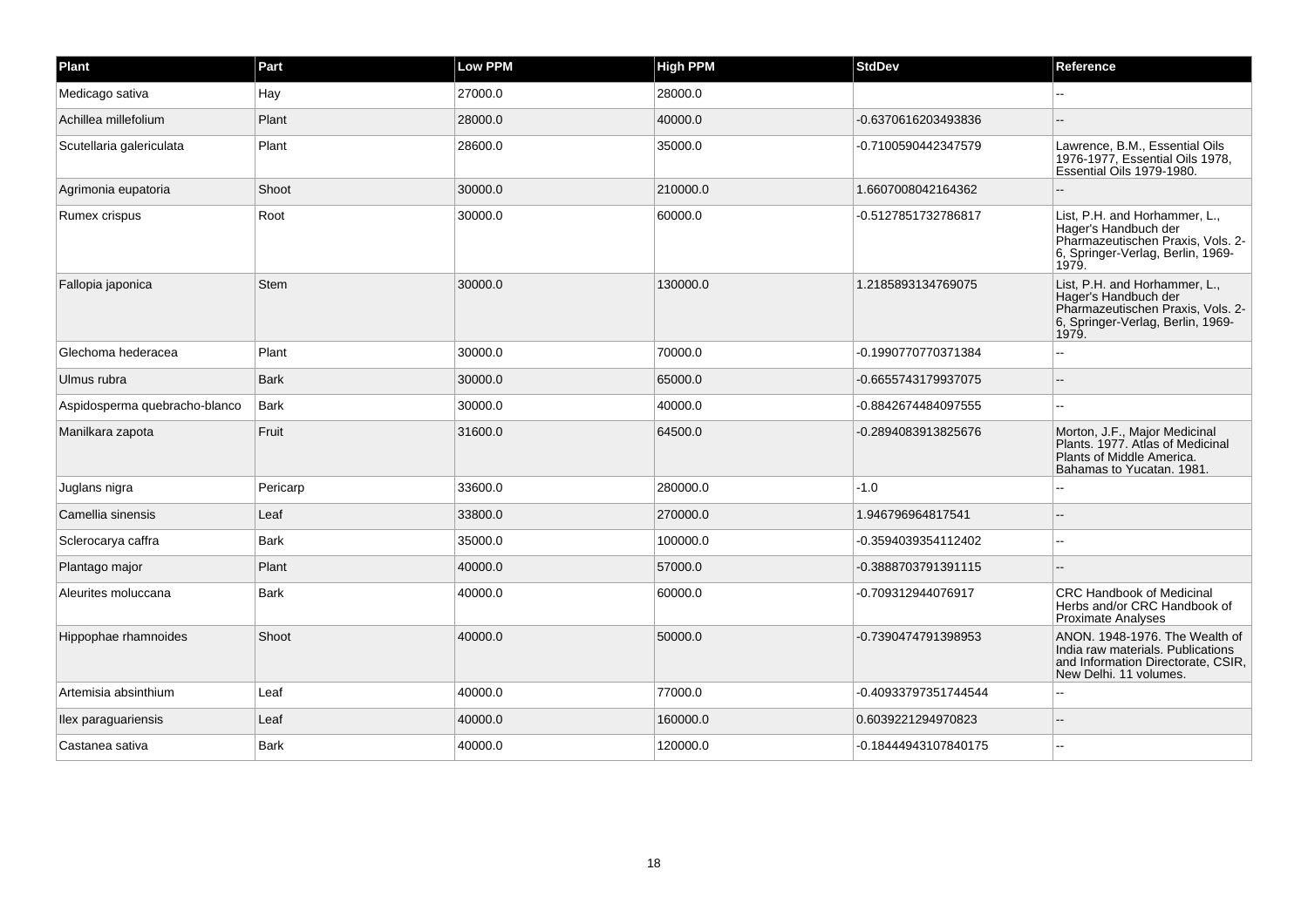| Plant | Part | Low PPM | High PPM | StdDev | Reference |
| --- | --- | --- | --- | --- | --- |
| Medicago sativa | Hay | 27000.0 | 28000.0 | | -- |
| Achillea millefolium | Plant | 28000.0 | 40000.0 | -0.6370616203493836 | -- |
| Scutellaria galericulata | Plant | 28600.0 | 35000.0 | -0.7100590442347579 | Lawrence, B.M., Essential Oils 1976-1977, Essential Oils 1978, Essential Oils 1979-1980. |
| Agrimonia eupatoria | Shoot | 30000.0 | 210000.0 | 1.6607008042164362 | -- |
| Rumex crispus | Root | 30000.0 | 60000.0 | -0.5127851732786817 | List, P.H. and Horhammer, L., Hager's Handbuch der Pharmazeutischen Praxis, Vols. 2-6, Springer-Verlag, Berlin, 1969-1979. |
| Fallopia japonica | Stem | 30000.0 | 130000.0 | 1.2185893134769075 | List, P.H. and Horhammer, L., Hager's Handbuch der Pharmazeutischen Praxis, Vols. 2-6, Springer-Verlag, Berlin, 1969-1979. |
| Glechoma hederacea | Plant | 30000.0 | 70000.0 | -0.1990770770371384 | -- |
| Ulmus rubra | Bark | 30000.0 | 65000.0 | -0.6655743179937075 | -- |
| Aspidosperma quebracho-blanco | Bark | 30000.0 | 40000.0 | -0.8842674484097555 | -- |
| Manilkara zapota | Fruit | 31600.0 | 64500.0 | -0.2894083913825676 | Morton, J.F., Major Medicinal Plants. 1977. Atlas of Medicinal Plants of Middle America. Bahamas to Yucatan. 1981. |
| Juglans nigra | Pericarp | 33600.0 | 280000.0 | -1.0 | -- |
| Camellia sinensis | Leaf | 33800.0 | 270000.0 | 1.946796964817541 | -- |
| Sclerocarya caffra | Bark | 35000.0 | 100000.0 | -0.3594039354112402 | -- |
| Plantago major | Plant | 40000.0 | 57000.0 | -0.3888703791391115 | -- |
| Aleurites moluccana | Bark | 40000.0 | 60000.0 | -0.709312944076917 | CRC Handbook of Medicinal Herbs and/or CRC Handbook of Proximate Analyses |
| Hippophae rhamnoides | Shoot | 40000.0 | 50000.0 | -0.7390474791398953 | ANON. 1948-1976. The Wealth of India raw materials. Publications and Information Directorate, CSIR, New Delhi. 11 volumes. |
| Artemisia absinthium | Leaf | 40000.0 | 77000.0 | -0.40933797351744544 | -- |
| Ilex paraguariensis | Leaf | 40000.0 | 160000.0 | 0.6039221294970823 | -- |
| Castanea sativa | Bark | 40000.0 | 120000.0 | -0.18444943107840175 | -- |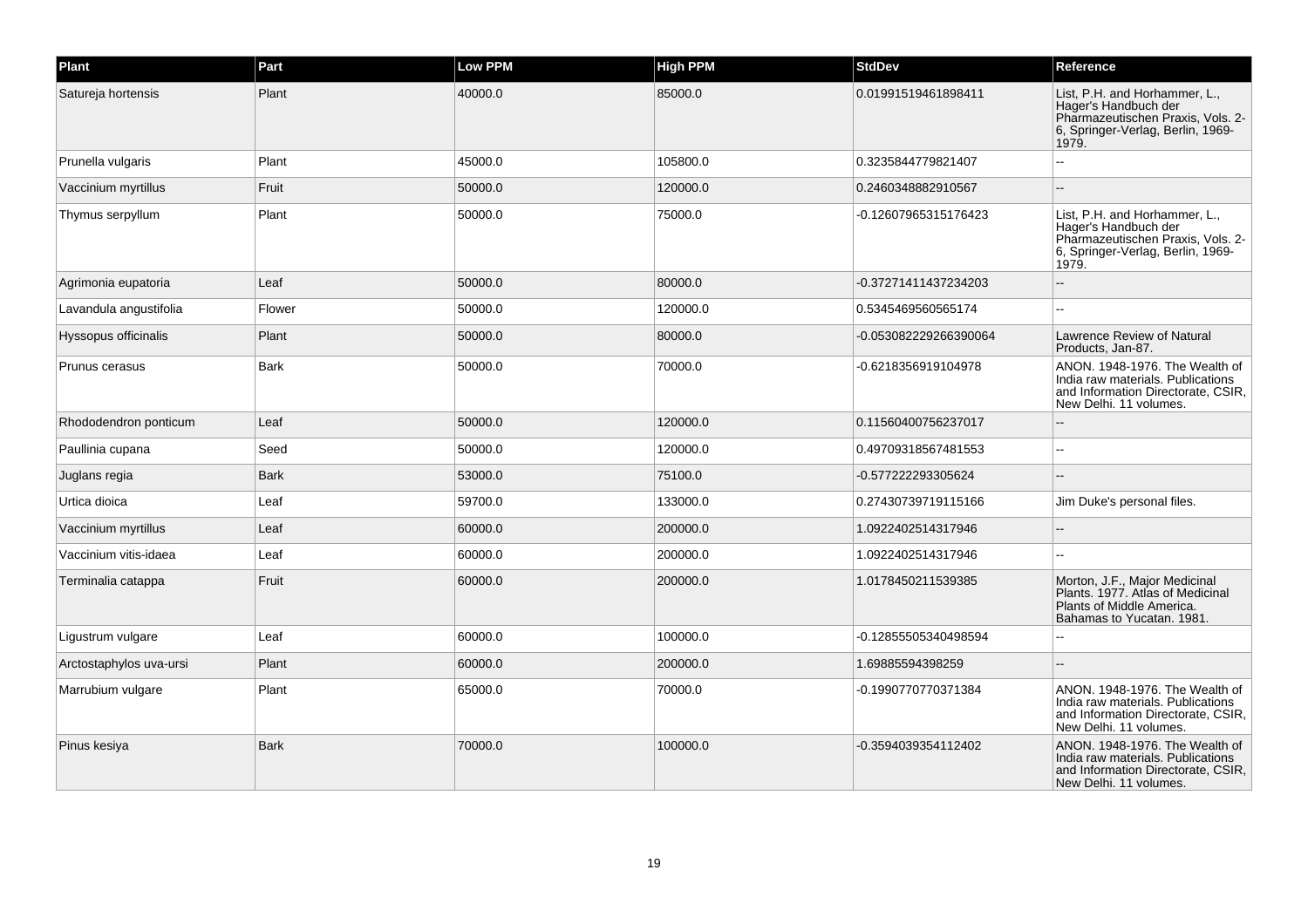| Plant | Part | Low PPM | High PPM | StdDev | Reference |
| --- | --- | --- | --- | --- | --- |
| Satureja hortensis | Plant | 40000.0 | 85000.0 | 0.01991519461898411 | List, P.H. and Horhammer, L., Hager's Handbuch der Pharmazeutischen Praxis, Vols. 2-6, Springer-Verlag, Berlin, 1969-1979. |
| Prunella vulgaris | Plant | 45000.0 | 105800.0 | 0.3235844779821407 | -- |
| Vaccinium myrtillus | Fruit | 50000.0 | 120000.0 | 0.2460348882910567 | -- |
| Thymus serpyllum | Plant | 50000.0 | 75000.0 | -0.12607965315176423 | List, P.H. and Horhammer, L., Hager's Handbuch der Pharmazeutischen Praxis, Vols. 2-6, Springer-Verlag, Berlin, 1969-1979. |
| Agrimonia eupatoria | Leaf | 50000.0 | 80000.0 | -0.37271411437234203 | -- |
| Lavandula angustifolia | Flower | 50000.0 | 120000.0 | 0.5345469560565174 | -- |
| Hyssopus officinalis | Plant | 50000.0 | 80000.0 | -0.053082229266390064 | Lawrence Review of Natural Products, Jan-87. |
| Prunus cerasus | Bark | 50000.0 | 70000.0 | -0.6218356919104978 | ANON. 1948-1976. The Wealth of India raw materials. Publications and Information Directorate, CSIR, New Delhi. 11 volumes. |
| Rhododendron ponticum | Leaf | 50000.0 | 120000.0 | 0.11560400756237017 | -- |
| Paullinia cupana | Seed | 50000.0 | 120000.0 | 0.49709318567481553 | -- |
| Juglans regia | Bark | 53000.0 | 75100.0 | -0.577222293305624 | -- |
| Urtica dioica | Leaf | 59700.0 | 133000.0 | 0.27430739719115166 | Jim Duke's personal files. |
| Vaccinium myrtillus | Leaf | 60000.0 | 200000.0 | 1.0922402514317946 | -- |
| Vaccinium vitis-idaea | Leaf | 60000.0 | 200000.0 | 1.0922402514317946 | -- |
| Terminalia catappa | Fruit | 60000.0 | 200000.0 | 1.0178450211539385 | Morton, J.F., Major Medicinal Plants. 1977. Atlas of Medicinal Plants of Middle America. Bahamas to Yucatan. 1981. |
| Ligustrum vulgare | Leaf | 60000.0 | 100000.0 | -0.12855505340498594 | -- |
| Arctostaphylos uva-ursi | Plant | 60000.0 | 200000.0 | 1.69885594398259 | -- |
| Marrubium vulgare | Plant | 65000.0 | 70000.0 | -0.1990770770371384 | ANON. 1948-1976. The Wealth of India raw materials. Publications and Information Directorate, CSIR, New Delhi. 11 volumes. |
| Pinus kesiya | Bark | 70000.0 | 100000.0 | -0.3594039354112402 | ANON. 1948-1976. The Wealth of India raw materials. Publications and Information Directorate, CSIR, New Delhi. 11 volumes. |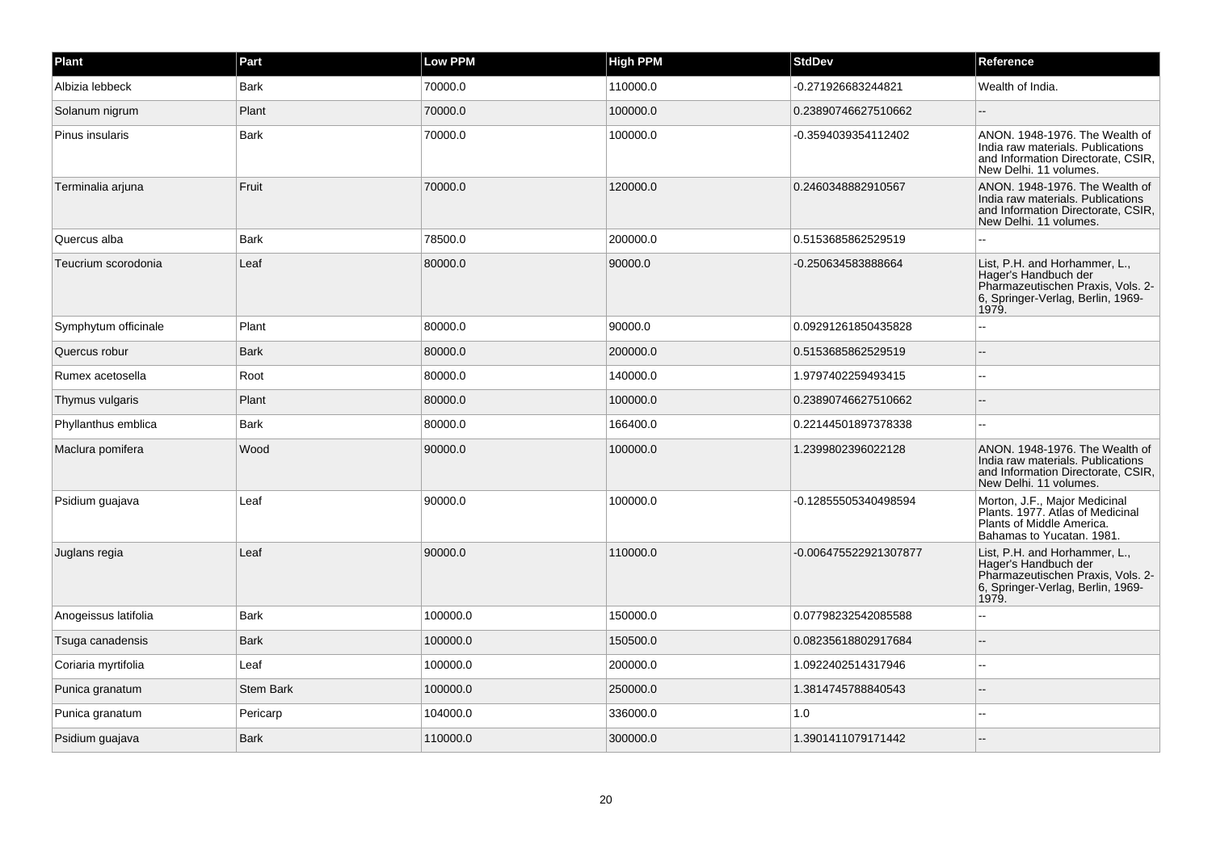| Plant | Part | Low PPM | High PPM | StdDev | Reference |
| --- | --- | --- | --- | --- | --- |
| Albizia lebbeck | Bark | 70000.0 | 110000.0 | -0.271926683244821 | Wealth of India. |
| Solanum nigrum | Plant | 70000.0 | 100000.0 | 0.23890746627510662 | -- |
| Pinus insularis | Bark | 70000.0 | 100000.0 | -0.3594039354112402 | ANON. 1948-1976. The Wealth of India raw materials. Publications and Information Directorate, CSIR, New Delhi. 11 volumes. |
| Terminalia arjuna | Fruit | 70000.0 | 120000.0 | 0.2460348882910567 | ANON. 1948-1976. The Wealth of India raw materials. Publications and Information Directorate, CSIR, New Delhi. 11 volumes. |
| Quercus alba | Bark | 78500.0 | 200000.0 | 0.5153685862529519 | -- |
| Teucrium scorodonia | Leaf | 80000.0 | 90000.0 | -0.250634583888664 | List, P.H. and Horhammer, L., Hager's Handbuch der Pharmazeutischen Praxis, Vols. 2-6, Springer-Verlag, Berlin, 1969-1979. |
| Symphytum officinale | Plant | 80000.0 | 90000.0 | 0.09291261850435828 | -- |
| Quercus robur | Bark | 80000.0 | 200000.0 | 0.5153685862529519 | -- |
| Rumex acetosella | Root | 80000.0 | 140000.0 | 1.9797402259493415 | -- |
| Thymus vulgaris | Plant | 80000.0 | 100000.0 | 0.23890746627510662 | -- |
| Phyllanthus emblica | Bark | 80000.0 | 166400.0 | 0.22144501897378338 | -- |
| Maclura pomifera | Wood | 90000.0 | 100000.0 | 1.2399802396022128 | ANON. 1948-1976. The Wealth of India raw materials. Publications and Information Directorate, CSIR, New Delhi. 11 volumes. |
| Psidium guajava | Leaf | 90000.0 | 100000.0 | -0.12855505340498594 | Morton, J.F., Major Medicinal Plants. 1977. Atlas of Medicinal Plants of Middle America. Bahamas to Yucatan. 1981. |
| Juglans regia | Leaf | 90000.0 | 110000.0 | -0.006475522921307877 | List, P.H. and Horhammer, L., Hager's Handbuch der Pharmazeutischen Praxis, Vols. 2-6, Springer-Verlag, Berlin, 1969-1979. |
| Anogeissus latifolia | Bark | 100000.0 | 150000.0 | 0.07798232542085588 | -- |
| Tsuga canadensis | Bark | 100000.0 | 150500.0 | 0.08235618802917684 | -- |
| Coriaria myrtifolia | Leaf | 100000.0 | 200000.0 | 1.0922402514317946 | -- |
| Punica granatum | Stem Bark | 100000.0 | 250000.0 | 1.3814745788840543 | -- |
| Punica granatum | Pericarp | 104000.0 | 336000.0 | 1.0 | -- |
| Psidium guajava | Bark | 110000.0 | 300000.0 | 1.3901411079171442 | -- |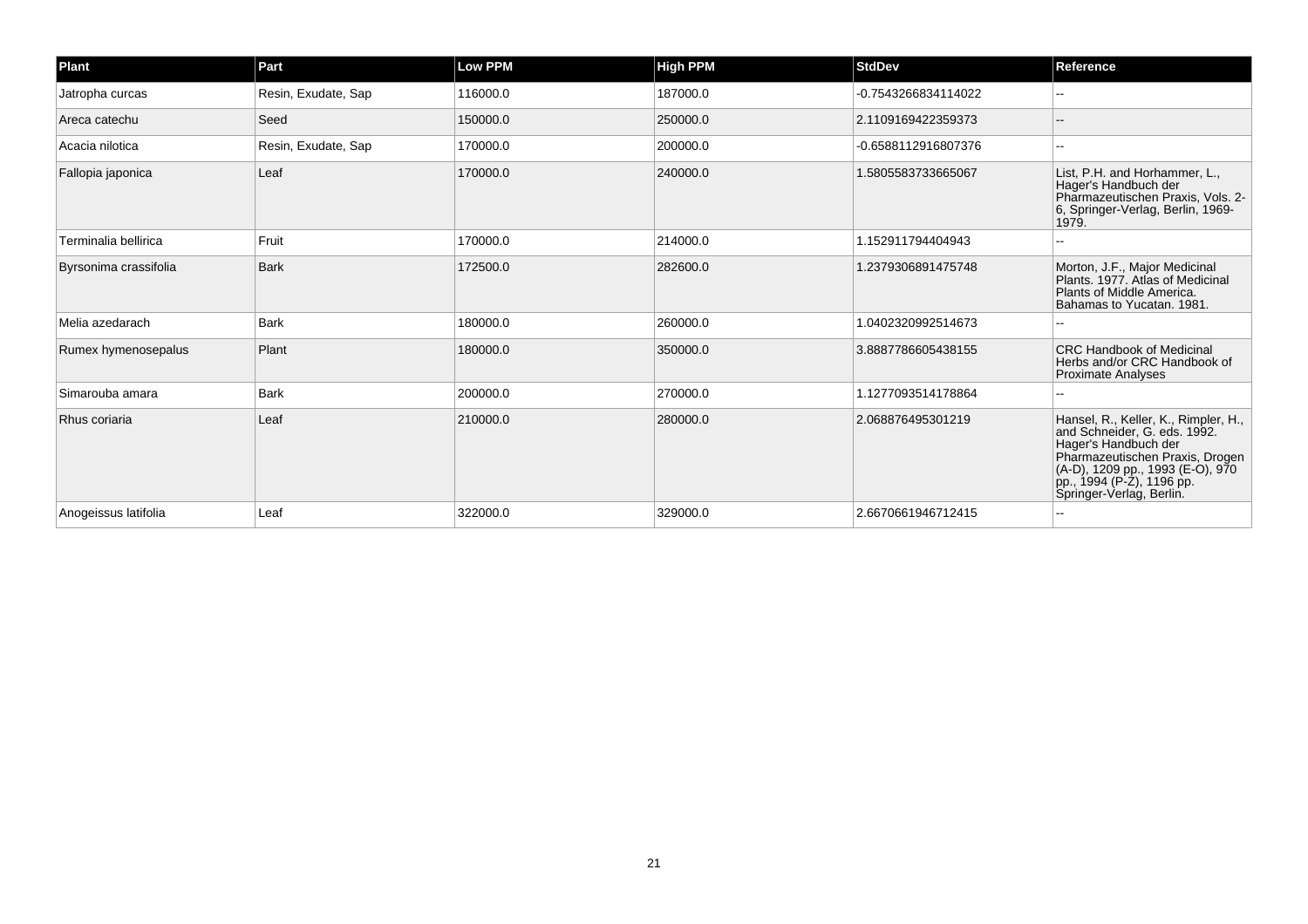| Plant | Part | Low PPM | High PPM | StdDev | Reference |
|---|---|---|---|---|---|
| Jatropha curcas | Resin, Exudate, Sap | 116000.0 | 187000.0 | -0.7543266834114022 | -- |
| Areca catechu | Seed | 150000.0 | 250000.0 | 2.1109169422359373 | -- |
| Acacia nilotica | Resin, Exudate, Sap | 170000.0 | 200000.0 | -0.6588112916807376 | -- |
| Fallopia japonica | Leaf | 170000.0 | 240000.0 | 1.5805583733665067 | List, P.H. and Horhammer, L., Hager's Handbuch der Pharmazeutischen Praxis, Vols. 2-6, Springer-Verlag, Berlin, 1969-1979. |
| Terminalia bellirica | Fruit | 170000.0 | 214000.0 | 1.152911794404943 | -- |
| Byrsonima crassifolia | Bark | 172500.0 | 282600.0 | 1.2379306891475748 | Morton, J.F., Major Medicinal Plants. 1977. Atlas of Medicinal Plants of Middle America. Bahamas to Yucatan. 1981. |
| Melia azedarach | Bark | 180000.0 | 260000.0 | 1.0402320992514673 | -- |
| Rumex hymenosepalus | Plant | 180000.0 | 350000.0 | 3.8887786605438155 | CRC Handbook of Medicinal Herbs and/or CRC Handbook of Proximate Analyses |
| Simarouba amara | Bark | 200000.0 | 270000.0 | 1.1277093514178864 | -- |
| Rhus coriaria | Leaf | 210000.0 | 280000.0 | 2.068876495301219 | Hansel, R., Keller, K., Rimpler, H., and Schneider, G. eds. 1992. Hager's Handbuch der Pharmazeutischen Praxis, Drogen (A-D), 1209 pp., 1993 (E-O), 970 pp., 1994 (P-Z), 1196 pp. Springer-Verlag, Berlin. |
| Anogeissus latifolia | Leaf | 322000.0 | 329000.0 | 2.6670661946712415 | -- |